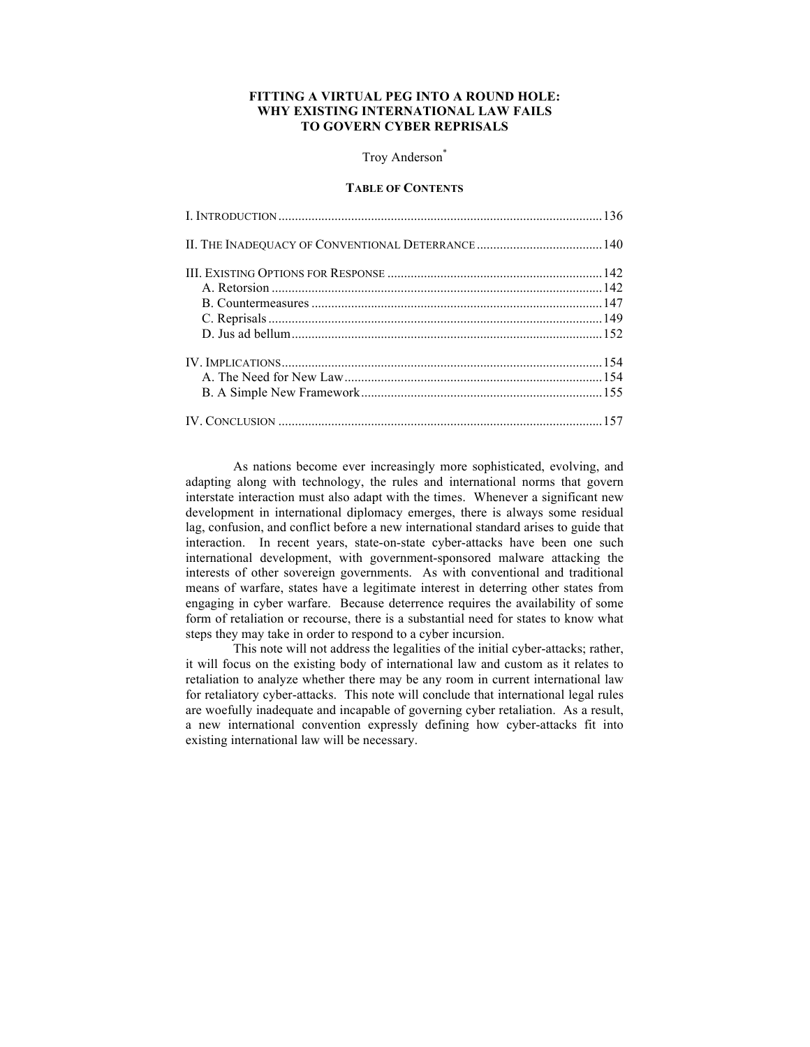# FITTING A VIRTUAL PEG INTO A ROUND HOLE: WHY EXISTING INTERNATIONAL LAW FAILS TO GOVERN CYBER REPRISALS

Troy Anderson[*]

## TABLE OF CONTENTS

| | |
|---|---|
| I. INTRODUCTION | 136 |
| II. THE INADEQUACY OF CONVENTIONAL DETERRANCE | 140 |
| III. EXISTING OPTIONS FOR RESPONSE | 142 |
| A. Retorsion | 142 |
| B. Countermeasures | 147 |
| C. Reprisals | 149 |
| D. Jus ad bellum | 152 |
| IV. IMPLICATIONS | 154 |
| A. The Need for New Law | 154 |
| B. A Simple New Framework | 155 |
| IV. CONCLUSION | 157 |

As nations become ever increasingly more sophisticated, evolving, and adapting along with technology, the rules and international norms that govern interstate interaction must also adapt with the times. Whenever a significant new development in international diplomacy emerges, there is always some residual lag, confusion, and conflict before a new international standard arises to guide that interaction. In recent years, state-on-state cyber-attacks have been one such international development, with government-sponsored malware attacking the interests of other sovereign governments. As with conventional and traditional means of warfare, states have a legitimate interest in deterring other states from engaging in cyber warfare. Because deterrence requires the availability of some form of retaliation or recourse, there is a substantial need for states to know what steps they may take in order to respond to a cyber incursion.

This note will not address the legalities of the initial cyber-attacks; rather, it will focus on the existing body of international law and custom as it relates to retaliation to analyze whether there may be any room in current international law for retaliatory cyber-attacks. This note will conclude that international legal rules are woefully inadequate and incapable of governing cyber retaliation. As a result, a new international convention expressly defining how cyber-attacks fit into existing international law will be necessary.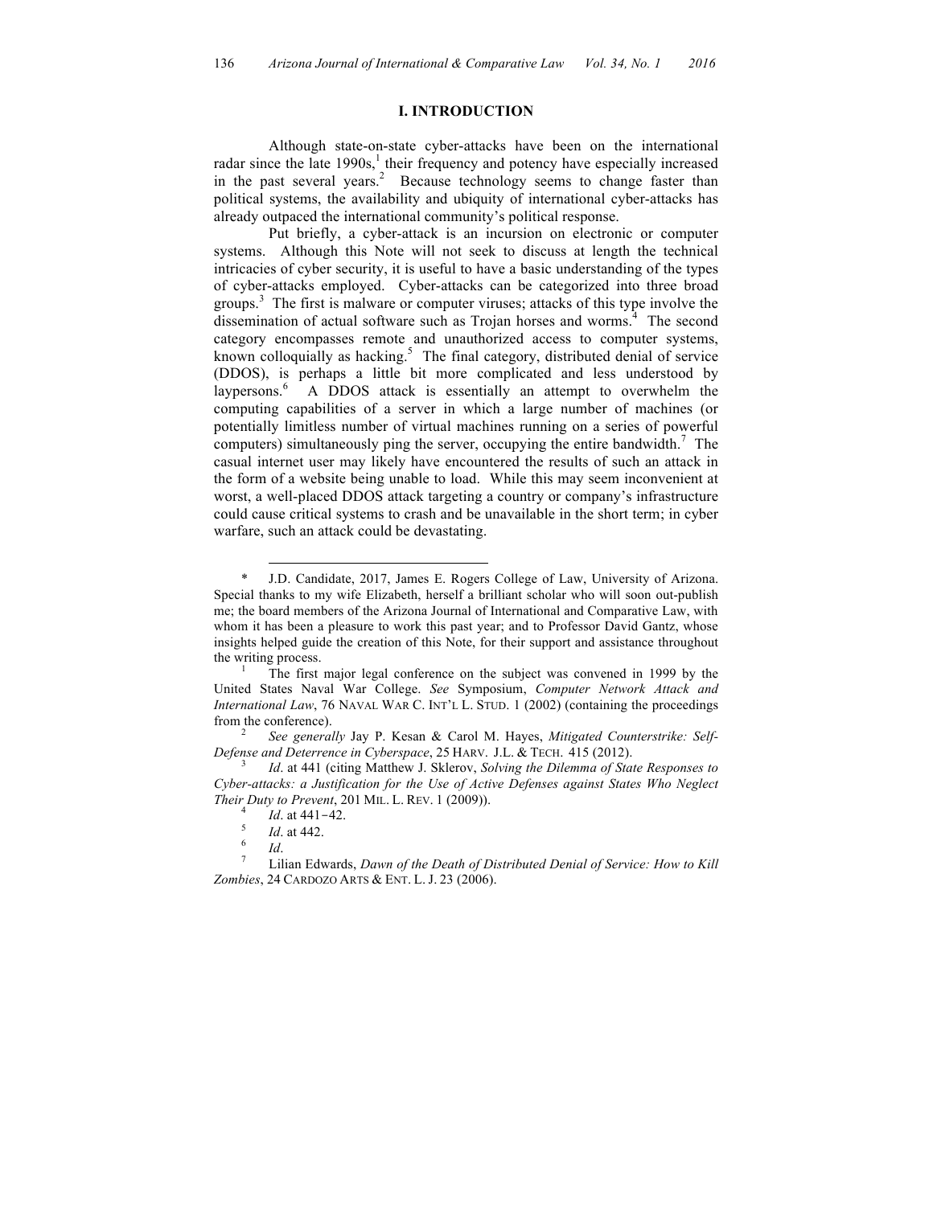## I. INTRODUCTION

Although state-on-state cyber-attacks have been on the international radar since the late 1990s,[1] their frequency and potency have especially increased in the past several years.[2] Because technology seems to change faster than political systems, the availability and ubiquity of international cyber-attacks has already outpaced the international community's political response.

Put briefly, a cyber-attack is an incursion on electronic or computer systems. Although this Note will not seek to discuss at length the technical intricacies of cyber security, it is useful to have a basic understanding of the types of cyber-attacks employed. Cyber-attacks can be categorized into three broad groups.[3] The first is malware or computer viruses; attacks of this type involve the dissemination of actual software such as Trojan horses and worms.[4] The second category encompasses remote and unauthorized access to computer systems, known colloquially as hacking.[5] The final category, distributed denial of service (DDOS), is perhaps a little bit more complicated and less understood by laypersons.[6] A DDOS attack is essentially an attempt to overwhelm the computing capabilities of a server in which a large number of machines (or potentially limitless number of virtual machines running on a series of powerful computers) simultaneously ping the server, occupying the entire bandwidth.[7] The casual internet user may likely have encountered the results of such an attack in the form of a website being unable to load. While this may seem inconvenient at worst, a well-placed DDOS attack targeting a country or company's infrastructure could cause critical systems to crash and be unavailable in the short term; in cyber warfare, such an attack could be devastating.

---

\* J.D. Candidate, 2017, James E. Rogers College of Law, University of Arizona. Special thanks to my wife Elizabeth, herself a brilliant scholar who will soon out-publish me; the board members of the Arizona Journal of International and Comparative Law, with whom it has been a pleasure to work this past year; and to Professor David Gantz, whose insights helped guide the creation of this Note, for their support and assistance throughout the writing process.

[1] The first major legal conference on the subject was convened in 1999 by the United States Naval War College. *See* Symposium, *Computer Network Attack and International Law*, 76 NAVAL WAR C. INT'L L. STUD. 1 (2002) (containing the proceedings from the conference).

[2] *See generally* Jay P. Kesan & Carol M. Hayes, *Mitigated Counterstrike: Self-Defense and Deterrence in Cyberspace*, 25 HARV. J.L. & TECH. 415 (2012).

[3] *Id*. at 441 (citing Matthew J. Sklerov, *Solving the Dilemma of State Responses to Cyber-attacks: a Justification for the Use of Active Defenses against States Who Neglect Their Duty to Prevent*, 201 MIL. L. REV. 1 (2009)).

[4] *Id*. at 441–42.

[5] *Id*. at 442.

[6] *Id*.

[7] Lilian Edwards, *Dawn of the Death of Distributed Denial of Service: How to Kill Zombies*, 24 CARDOZO ARTS & ENT. L. J. 23 (2006).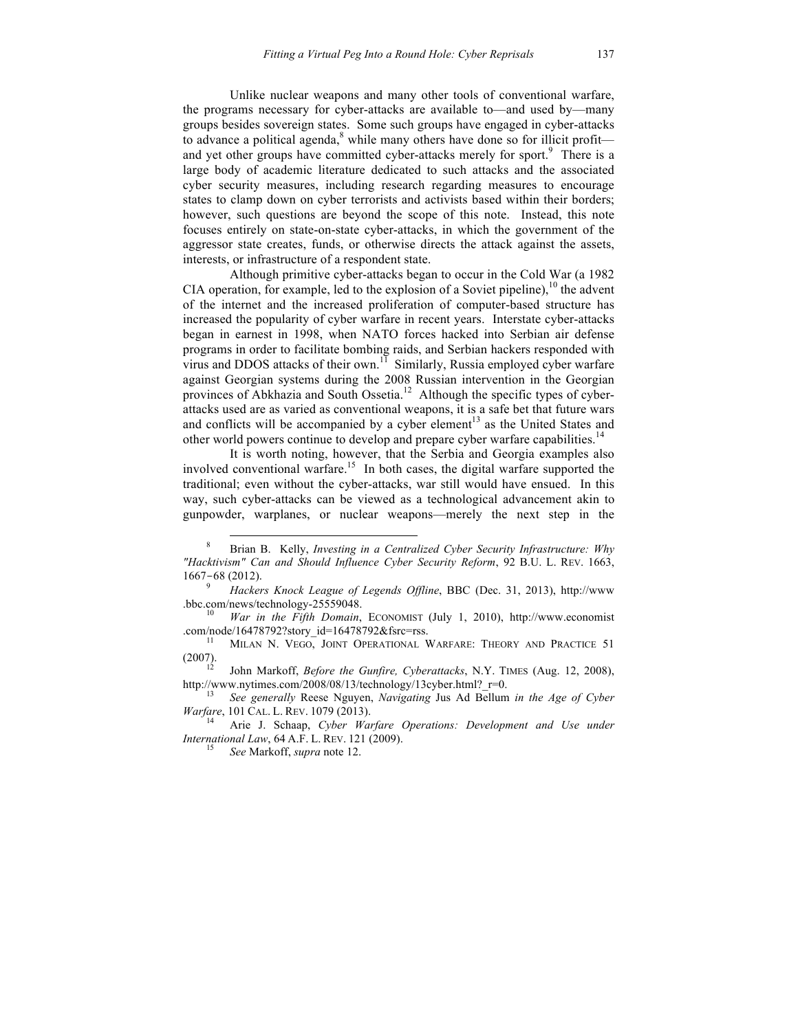Unlike nuclear weapons and many other tools of conventional warfare, the programs necessary for cyber-attacks are available to—and used by—many groups besides sovereign states. Some such groups have engaged in cyber-attacks to advance a political agenda,[8] while many others have done so for illicit profit—and yet other groups have committed cyber-attacks merely for sport.[9] There is a large body of academic literature dedicated to such attacks and the associated cyber security measures, including research regarding measures to encourage states to clamp down on cyber terrorists and activists based within their borders; however, such questions are beyond the scope of this note. Instead, this note focuses entirely on state-on-state cyber-attacks, in which the government of the aggressor state creates, funds, or otherwise directs the attack against the assets, interests, or infrastructure of a respondent state.

Although primitive cyber-attacks began to occur in the Cold War (a 1982 CIA operation, for example, led to the explosion of a Soviet pipeline),[10] the advent of the internet and the increased proliferation of computer-based structure has increased the popularity of cyber warfare in recent years. Interstate cyber-attacks began in earnest in 1998, when NATO forces hacked into Serbian air defense programs in order to facilitate bombing raids, and Serbian hackers responded with virus and DDOS attacks of their own.[11] Similarly, Russia employed cyber warfare against Georgian systems during the 2008 Russian intervention in the Georgian provinces of Abkhazia and South Ossetia.[12] Although the specific types of cyber-attacks used are as varied as conventional weapons, it is a safe bet that future wars and conflicts will be accompanied by a cyber element[13] as the United States and other world powers continue to develop and prepare cyber warfare capabilities.[14]

It is worth noting, however, that the Serbia and Georgia examples also involved conventional warfare.[15] In both cases, the digital warfare supported the traditional; even without the cyber-attacks, war still would have ensued. In this way, such cyber-attacks can be viewed as a technological advancement akin to gunpowder, warplanes, or nuclear weapons—merely the next step in the

---

[8] Brian B. Kelly, *Investing in a Centralized Cyber Security Infrastructure: Why "Hacktivism" Can and Should Influence Cyber Security Reform*, 92 B.U. L. REV. 1663, 1667–68 (2012).

[9] *Hackers Knock League of Legends Offline*, BBC (Dec. 31, 2013), http://www.bbc.com/news/technology-25559048.

[10] *War in the Fifth Domain*, ECONOMIST (July 1, 2010), http://www.economist.com/node/16478792?story_id=16478792&fsrc=rss.

[11] MILAN N. VEGO, JOINT OPERATIONAL WARFARE: THEORY AND PRACTICE 51 (2007).

[12] John Markoff, *Before the Gunfire, Cyberattacks*, N.Y. TIMES (Aug. 12, 2008), http://www.nytimes.com/2008/08/13/technology/13cyber.html?_r=0.

[13] *See generally* Reese Nguyen, *Navigating* Jus Ad Bellum *in the Age of Cyber Warfare*, 101 CAL. L. REV. 1079 (2013).

[14] Arie J. Schaap, *Cyber Warfare Operations: Development and Use under International Law*, 64 A.F. L. REV. 121 (2009).

[15] *See* Markoff, *supra* note 12.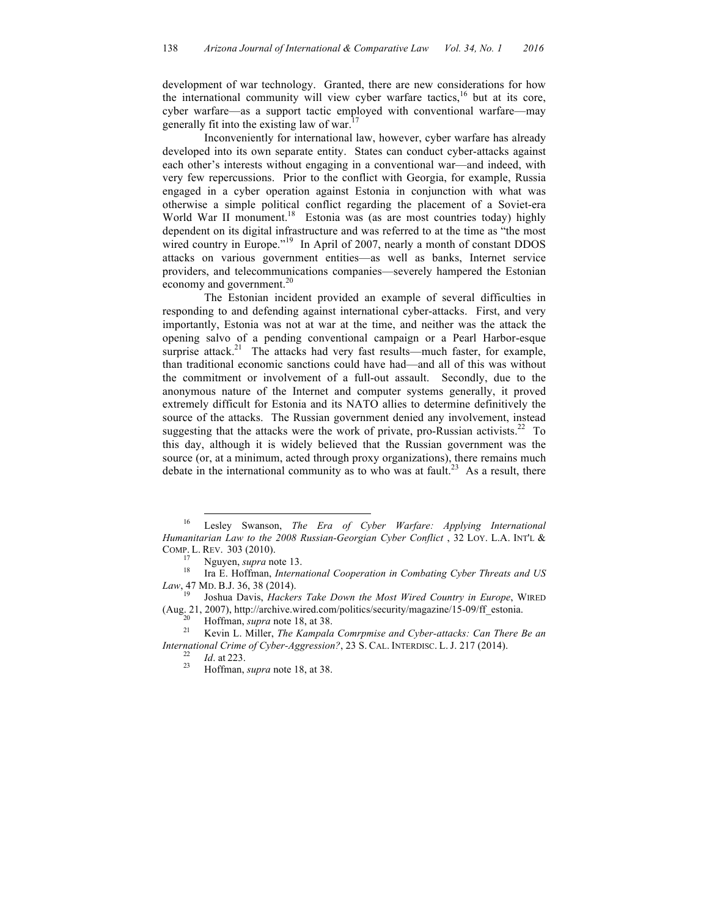development of war technology. Granted, there are new considerations for how the international community will view cyber warfare tactics,[16] but at its core, cyber warfare—as a support tactic employed with conventional warfare—may generally fit into the existing law of war.[17]

Inconveniently for international law, however, cyber warfare has already developed into its own separate entity. States can conduct cyber-attacks against each other's interests without engaging in a conventional war—and indeed, with very few repercussions. Prior to the conflict with Georgia, for example, Russia engaged in a cyber operation against Estonia in conjunction with what was otherwise a simple political conflict regarding the placement of a Soviet-era World War II monument.[18] Estonia was (as are most countries today) highly dependent on its digital infrastructure and was referred to at the time as "the most wired country in Europe."[19] In April of 2007, nearly a month of constant DDOS attacks on various government entities—as well as banks, Internet service providers, and telecommunications companies—severely hampered the Estonian economy and government.[20]

The Estonian incident provided an example of several difficulties in responding to and defending against international cyber-attacks. First, and very importantly, Estonia was not at war at the time, and neither was the attack the opening salvo of a pending conventional campaign or a Pearl Harbor-esque surprise attack.[21] The attacks had very fast results—much faster, for example, than traditional economic sanctions could have had—and all of this was without the commitment or involvement of a full-out assault. Secondly, due to the anonymous nature of the Internet and computer systems generally, it proved extremely difficult for Estonia and its NATO allies to determine definitively the source of the attacks. The Russian government denied any involvement, instead suggesting that the attacks were the work of private, pro-Russian activists.[22] To this day, although it is widely believed that the Russian government was the source (or, at a minimum, acted through proxy organizations), there remains much debate in the international community as to who was at fault.[23] As a result, there

---

[16] Lesley Swanson, *The Era of Cyber Warfare: Applying International Humanitarian Law to the 2008 Russian-Georgian Cyber Conflict* , 32 LOY. L.A. INT'L & COMP. L. REV. 303 (2010).

[17] Nguyen, *supra* note 13.

[18] Ira E. Hoffman, *International Cooperation in Combating Cyber Threats and US Law*, 47 MD. B.J. 36, 38 (2014).

[19] Joshua Davis, *Hackers Take Down the Most Wired Country in Europe*, WIRED (Aug. 21, 2007), http://archive.wired.com/politics/security/magazine/15-09/ff_estonia.

[20] Hoffman, *supra* note 18, at 38.

[21] Kevin L. Miller, *The Kampala Comrpmise and Cyber-attacks: Can There Be an International Crime of Cyber-Aggression?*, 23 S. CAL. INTERDISC. L. J. 217 (2014).

[22] *Id*. at 223.

[23] Hoffman, *supra* note 18, at 38.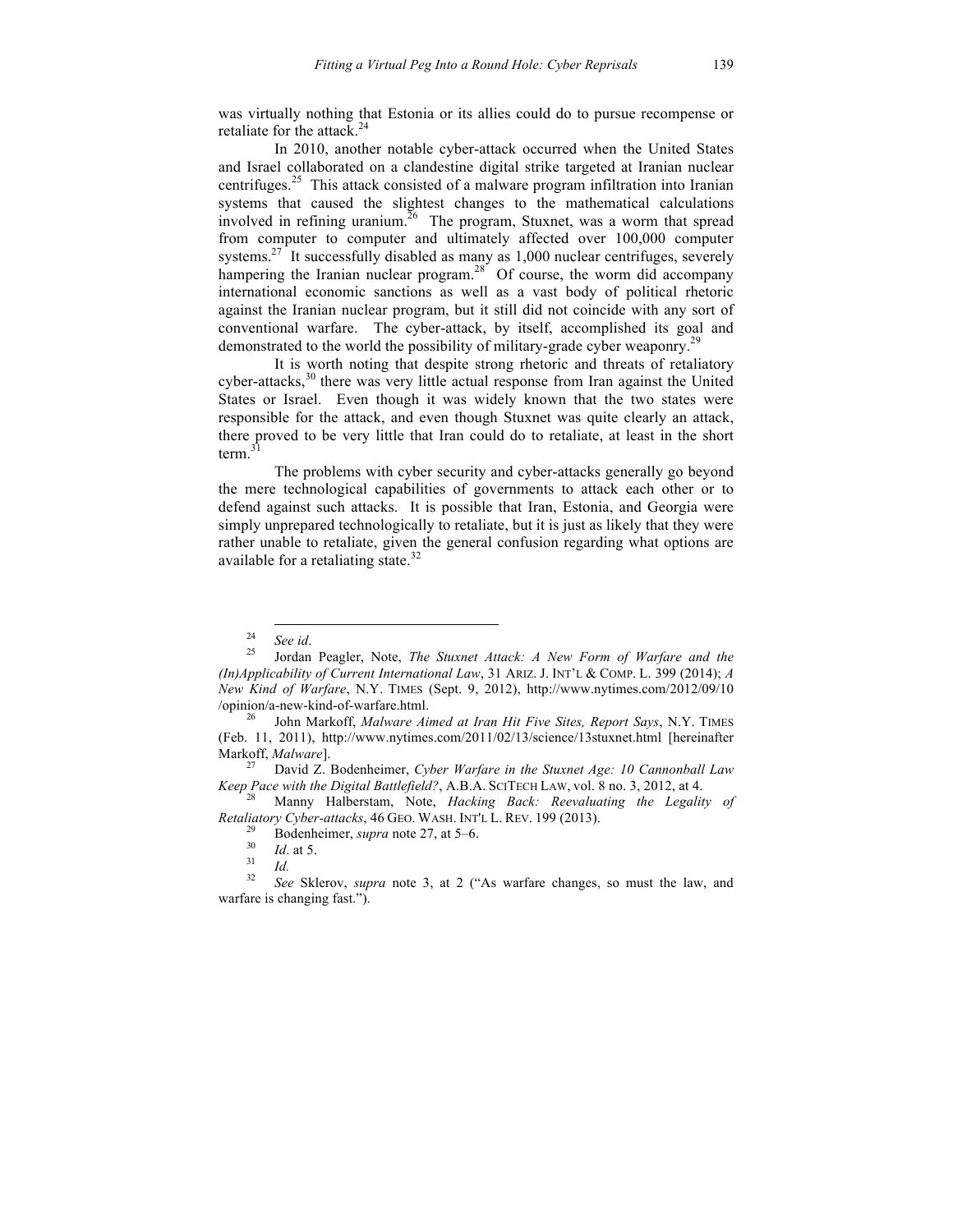was virtually nothing that Estonia or its allies could do to pursue recompense or retaliate for the attack.[24]

In 2010, another notable cyber-attack occurred when the United States and Israel collaborated on a clandestine digital strike targeted at Iranian nuclear centrifuges.[25] This attack consisted of a malware program infiltration into Iranian systems that caused the slightest changes to the mathematical calculations involved in refining uranium.[26] The program, Stuxnet, was a worm that spread from computer to computer and ultimately affected over 100,000 computer systems.[27] It successfully disabled as many as 1,000 nuclear centrifuges, severely hampering the Iranian nuclear program.[28] Of course, the worm did accompany international economic sanctions as well as a vast body of political rhetoric against the Iranian nuclear program, but it still did not coincide with any sort of conventional warfare. The cyber-attack, by itself, accomplished its goal and demonstrated to the world the possibility of military-grade cyber weaponry.[29]

It is worth noting that despite strong rhetoric and threats of retaliatory cyber-attacks,[30] there was very little actual response from Iran against the United States or Israel. Even though it was widely known that the two states were responsible for the attack, and even though Stuxnet was quite clearly an attack, there proved to be very little that Iran could do to retaliate, at least in the short term.[31]

The problems with cyber security and cyber-attacks generally go beyond the mere technological capabilities of governments to attack each other or to defend against such attacks. It is possible that Iran, Estonia, and Georgia were simply unprepared technologically to retaliate, but it is just as likely that they were rather unable to retaliate, given the general confusion regarding what options are available for a retaliating state.[32]

---

[24] *See id*.

[25] Jordan Peagler, Note, *The Stuxnet Attack: A New Form of Warfare and the (In)Applicability of Current International Law*, 31 ARIZ. J. INT'L & COMP. L. 399 (2014); *A New Kind of Warfare*, N.Y. TIMES (Sept. 9, 2012), http://www.nytimes.com/2012/09/10/opinion/a-new-kind-of-warfare.html.

[26] John Markoff, *Malware Aimed at Iran Hit Five Sites, Report Says*, N.Y. TIMES (Feb. 11, 2011), http://www.nytimes.com/2011/02/13/science/13stuxnet.html [hereinafter Markoff, *Malware*].

[27] David Z. Bodenheimer, *Cyber Warfare in the Stuxnet Age: 10 Cannonball Law Keep Pace with the Digital Battlefield?*, A.B.A. SCITECH LAW, vol. 8 no. 3, 2012, at 4.

[28] Manny Halberstam, Note, *Hacking Back: Reevaluating the Legality of Retaliatory Cyber-attacks*, 46 GEO. WASH. INT'L L. REV. 199 (2013).

[29] Bodenheimer, *supra* note 27, at 5–6.

[30] *Id*. at 5.

[31] *Id.*

[32] *See* Sklerov, *supra* note 3, at 2 ("As warfare changes, so must the law, and warfare is changing fast.").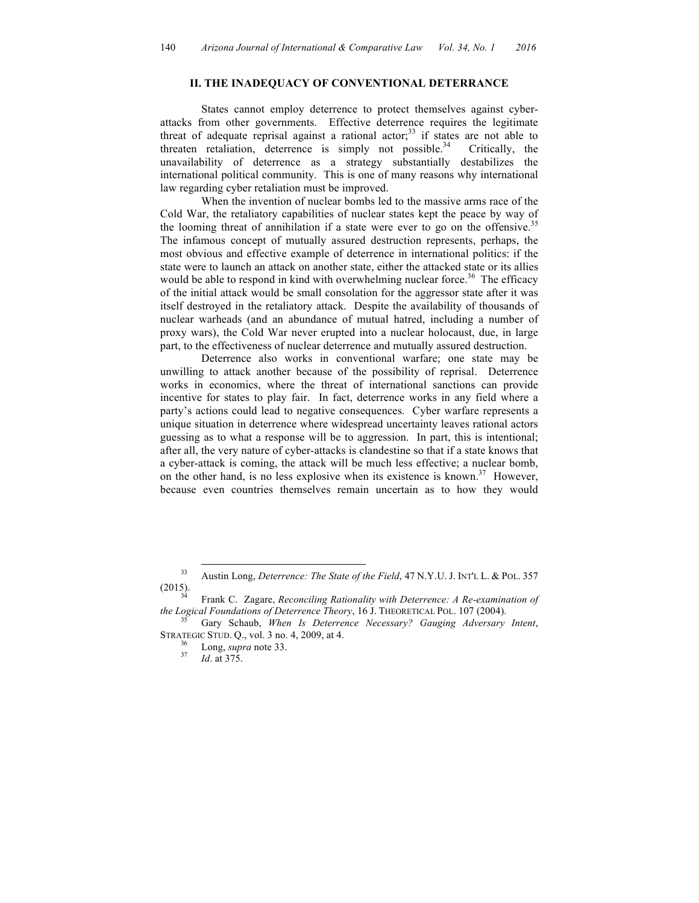## II. THE INADEQUACY OF CONVENTIONAL DETERRANCE

States cannot employ deterrence to protect themselves against cyber-attacks from other governments. Effective deterrence requires the legitimate threat of adequate reprisal against a rational actor;[33] if states are not able to threaten retaliation, deterrence is simply not possible.[34] Critically, the unavailability of deterrence as a strategy substantially destabilizes the international political community. This is one of many reasons why international law regarding cyber retaliation must be improved.

When the invention of nuclear bombs led to the massive arms race of the Cold War, the retaliatory capabilities of nuclear states kept the peace by way of the looming threat of annihilation if a state were ever to go on the offensive.[35] The infamous concept of mutually assured destruction represents, perhaps, the most obvious and effective example of deterrence in international politics: if the state were to launch an attack on another state, either the attacked state or its allies would be able to respond in kind with overwhelming nuclear force.[36] The efficacy of the initial attack would be small consolation for the aggressor state after it was itself destroyed in the retaliatory attack. Despite the availability of thousands of nuclear warheads (and an abundance of mutual hatred, including a number of proxy wars), the Cold War never erupted into a nuclear holocaust, due, in large part, to the effectiveness of nuclear deterrence and mutually assured destruction.

Deterrence also works in conventional warfare; one state may be unwilling to attack another because of the possibility of reprisal. Deterrence works in economics, where the threat of international sanctions can provide incentive for states to play fair. In fact, deterrence works in any field where a party's actions could lead to negative consequences. Cyber warfare represents a unique situation in deterrence where widespread uncertainty leaves rational actors guessing as to what a response will be to aggression. In part, this is intentional; after all, the very nature of cyber-attacks is clandestine so that if a state knows that a cyber-attack is coming, the attack will be much less effective; a nuclear bomb, on the other hand, is no less explosive when its existence is known.[37] However, because even countries themselves remain uncertain as to how they would

---

[33] Austin Long, *Deterrence: The State of the Field*, 47 N.Y.U. J. INT'L L. & POL. 357 (2015).

[34] Frank C. Zagare, *Reconciling Rationality with Deterrence: A Re-examination of the Logical Foundations of Deterrence Theory*, 16 J. THEORETICAL POL. 107 (2004).

[35] Gary Schaub, *When Is Deterrence Necessary? Gauging Adversary Intent*, STRATEGIC STUD. Q., vol. 3 no. 4, 2009, at 4.

[36] Long, *supra* note 33.

[37] *Id*. at 375.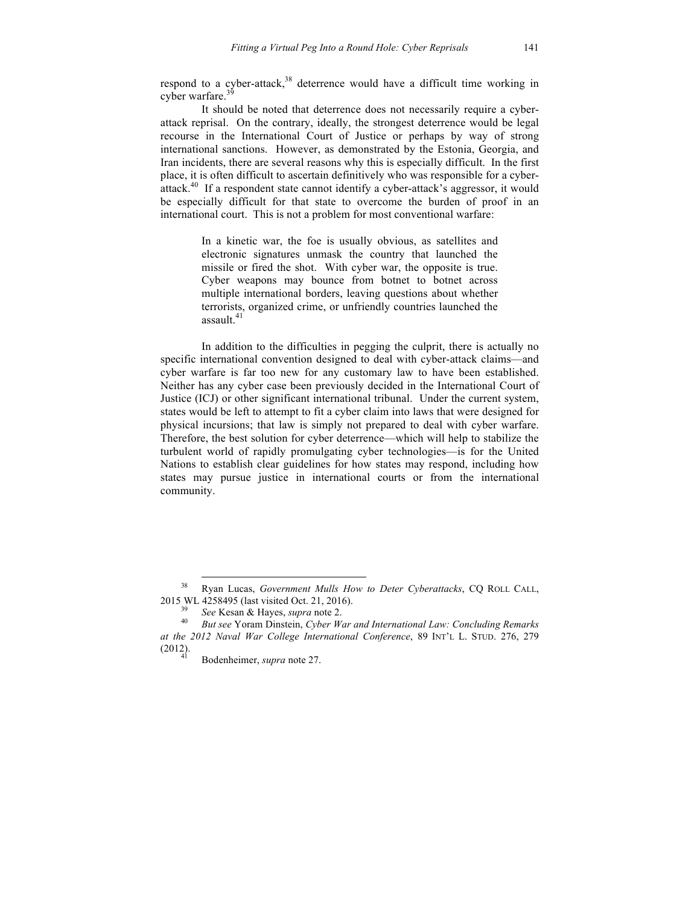respond to a cyber-attack,[38] deterrence would have a difficult time working in cyber warfare.[39]

It should be noted that deterrence does not necessarily require a cyber-attack reprisal. On the contrary, ideally, the strongest deterrence would be legal recourse in the International Court of Justice or perhaps by way of strong international sanctions. However, as demonstrated by the Estonia, Georgia, and Iran incidents, there are several reasons why this is especially difficult. In the first place, it is often difficult to ascertain definitively who was responsible for a cyber-attack.[40] If a respondent state cannot identify a cyber-attack's aggressor, it would be especially difficult for that state to overcome the burden of proof in an international court. This is not a problem for most conventional warfare:

> In a kinetic war, the foe is usually obvious, as satellites and electronic signatures unmask the country that launched the missile or fired the shot. With cyber war, the opposite is true. Cyber weapons may bounce from botnet to botnet across multiple international borders, leaving questions about whether terrorists, organized crime, or unfriendly countries launched the assault.[41]

In addition to the difficulties in pegging the culprit, there is actually no specific international convention designed to deal with cyber-attack claims—and cyber warfare is far too new for any customary law to have been established. Neither has any cyber case been previously decided in the International Court of Justice (ICJ) or other significant international tribunal. Under the current system, states would be left to attempt to fit a cyber claim into laws that were designed for physical incursions; that law is simply not prepared to deal with cyber warfare. Therefore, the best solution for cyber deterrence—which will help to stabilize the turbulent world of rapidly promulgating cyber technologies—is for the United Nations to establish clear guidelines for how states may respond, including how states may pursue justice in international courts or from the international community.

---

[38] Ryan Lucas, *Government Mulls How to Deter Cyberattacks*, CQ ROLL CALL, 2015 WL 4258495 (last visited Oct. 21, 2016).

[39] *See* Kesan & Hayes, *supra* note 2.

[40] *But see* Yoram Dinstein, *Cyber War and International Law: Concluding Remarks at the 2012 Naval War College International Conference*, 89 INT'L L. STUD. 276, 279 (2012).

[41] Bodenheimer, *supra* note 27.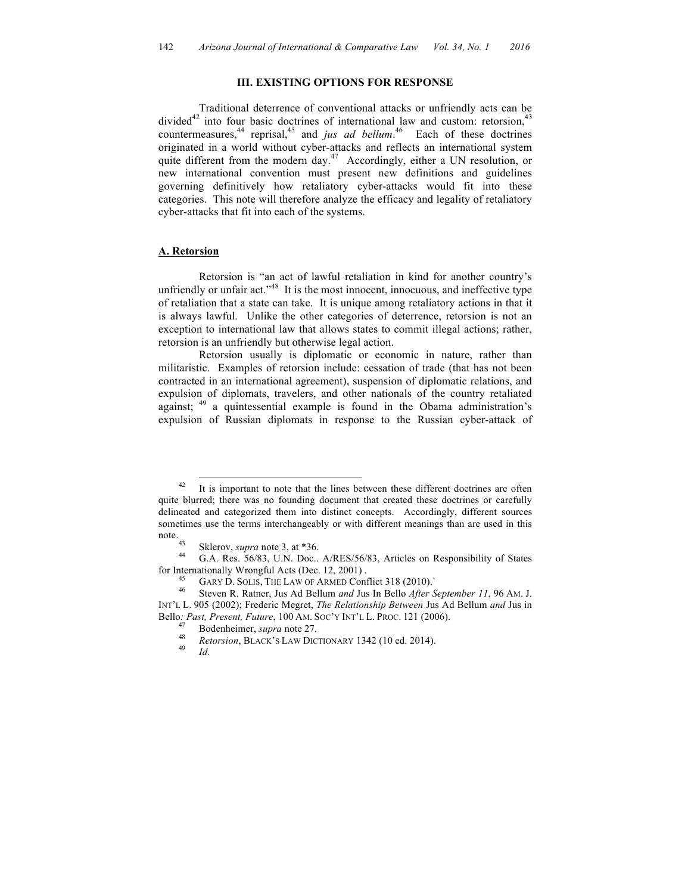### III. EXISTING OPTIONS FOR RESPONSE

Traditional deterrence of conventional attacks or unfriendly acts can be divided[42] into four basic doctrines of international law and custom: retorsion,[43] countermeasures,[44] reprisal,[45] and *jus ad bellum*.[46] Each of these doctrines originated in a world without cyber-attacks and reflects an international system quite different from the modern day.[47] Accordingly, either a UN resolution, or new international convention must present new definitions and guidelines governing definitively how retaliatory cyber-attacks would fit into these categories. This note will therefore analyze the efficacy and legality of retaliatory cyber-attacks that fit into each of the systems.

#### A. Retorsion

Retorsion is "an act of lawful retaliation in kind for another country's unfriendly or unfair act."[48] It is the most innocent, innocuous, and ineffective type of retaliation that a state can take. It is unique among retaliatory actions in that it is always lawful. Unlike the other categories of deterrence, retorsion is not an exception to international law that allows states to commit illegal actions; rather, retorsion is an unfriendly but otherwise legal action.

Retorsion usually is diplomatic or economic in nature, rather than militaristic. Examples of retorsion include: cessation of trade (that has not been contracted in an international agreement), suspension of diplomatic relations, and expulsion of diplomats, travelers, and other nationals of the country retaliated against; [49] a quintessential example is found in the Obama administration's expulsion of Russian diplomats in response to the Russian cyber-attack of

---

[42] It is important to note that the lines between these different doctrines are often quite blurred; there was no founding document that created these doctrines or carefully delineated and categorized them into distinct concepts. Accordingly, different sources sometimes use the terms interchangeably or with different meanings than are used in this note.

[43] Sklerov, *supra* note 3, at *36.

[44] G.A. Res. 56/83, U.N. Doc.. A/RES/56/83, Articles on Responsibility of States for Internationally Wrongful Acts (Dec. 12, 2001) .

[45] GARY D. SOLIS, THE LAW OF ARMED Conflict 318 (2010).`

[46] Steven R. Ratner, Jus Ad Bellum *and* Jus In Bello *After September 11*, 96 AM. J. INT'L L. 905 (2002); Frederic Megret, *The Relationship Between* Jus Ad Bellum *and* Jus in Bello*: Past, Present, Future*, 100 AM. SOC'Y INT'L L. PROC. 121 (2006).

[47] Bodenheimer, *supra* note 27.

[48] *Retorsion*, BLACK'S LAW DICTIONARY 1342 (10 ed. 2014).

[49] *Id.*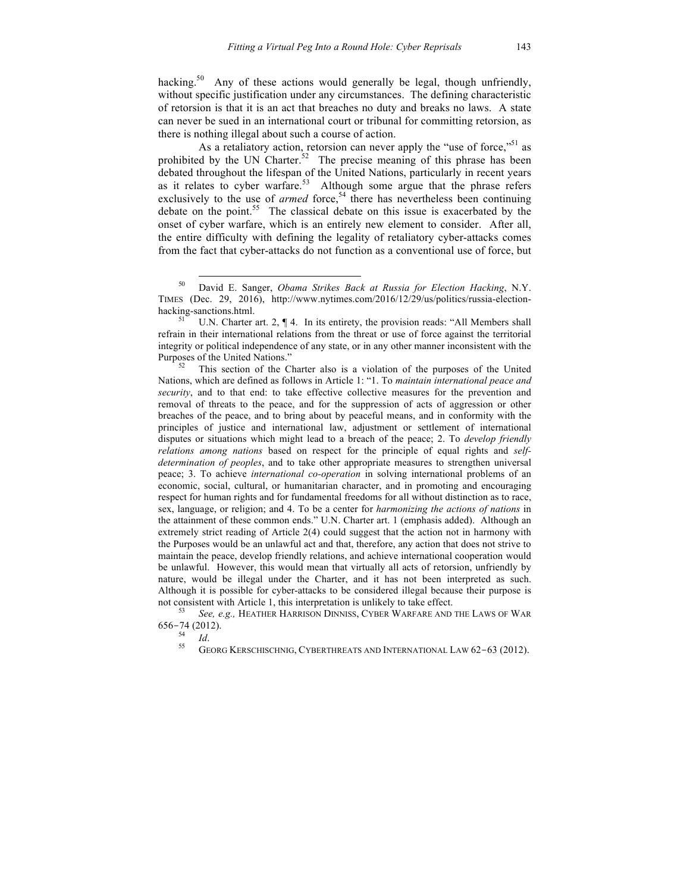hacking.[50] Any of these actions would generally be legal, though unfriendly, without specific justification under any circumstances. The defining characteristic of retorsion is that it is an act that breaches no duty and breaks no laws. A state can never be sued in an international court or tribunal for committing retorsion, as there is nothing illegal about such a course of action.

As a retaliatory action, retorsion can never apply the "use of force,"[51] as prohibited by the UN Charter.[52] The precise meaning of this phrase has been debated throughout the lifespan of the United Nations, particularly in recent years as it relates to cyber warfare.[53] Although some argue that the phrase refers exclusively to the use of *armed* force,[54] there has nevertheless been continuing debate on the point.[55] The classical debate on this issue is exacerbated by the onset of cyber warfare, which is an entirely new element to consider. After all, the entire difficulty with defining the legality of retaliatory cyber-attacks comes from the fact that cyber-attacks do not function as a conventional use of force, but

---

[50] David E. Sanger, *Obama Strikes Back at Russia for Election Hacking*, N.Y. TIMES (Dec. 29, 2016), http://www.nytimes.com/2016/12/29/us/politics/russia-election-hacking-sanctions.html.

[51] U.N. Charter art. 2, ¶ 4. In its entirety, the provision reads: "All Members shall refrain in their international relations from the threat or use of force against the territorial integrity or political independence of any state, or in any other manner inconsistent with the Purposes of the United Nations."

[52] This section of the Charter also is a violation of the purposes of the United Nations, which are defined as follows in Article 1: "1. To *maintain international peace and security*, and to that end: to take effective collective measures for the prevention and removal of threats to the peace, and for the suppression of acts of aggression or other breaches of the peace, and to bring about by peaceful means, and in conformity with the principles of justice and international law, adjustment or settlement of international disputes or situations which might lead to a breach of the peace; 2. To *develop friendly relations among nations* based on respect for the principle of equal rights and *self-determination of peoples*, and to take other appropriate measures to strengthen universal peace; 3. To achieve *international co-operation* in solving international problems of an economic, social, cultural, or humanitarian character, and in promoting and encouraging respect for human rights and for fundamental freedoms for all without distinction as to race, sex, language, or religion; and 4. To be a center for *harmonizing the actions of nations* in the attainment of these common ends." U.N. Charter art. 1 (emphasis added). Although an extremely strict reading of Article 2(4) could suggest that the action not in harmony with the Purposes would be an unlawful act and that, therefore, any action that does not strive to maintain the peace, develop friendly relations, and achieve international cooperation would be unlawful. However, this would mean that virtually all acts of retorsion, unfriendly by nature, would be illegal under the Charter, and it has not been interpreted as such. Although it is possible for cyber-attacks to be considered illegal because their purpose is not consistent with Article 1, this interpretation is unlikely to take effect.

[53] *See, e.g.,* HEATHER HARRISON DINNISS, CYBER WARFARE AND THE LAWS OF WAR 656–74 (2012).

[54] *Id*.

[55] GEORG KERSCHISCHNIG, CYBERTHREATS AND INTERNATIONAL LAW 62–63 (2012).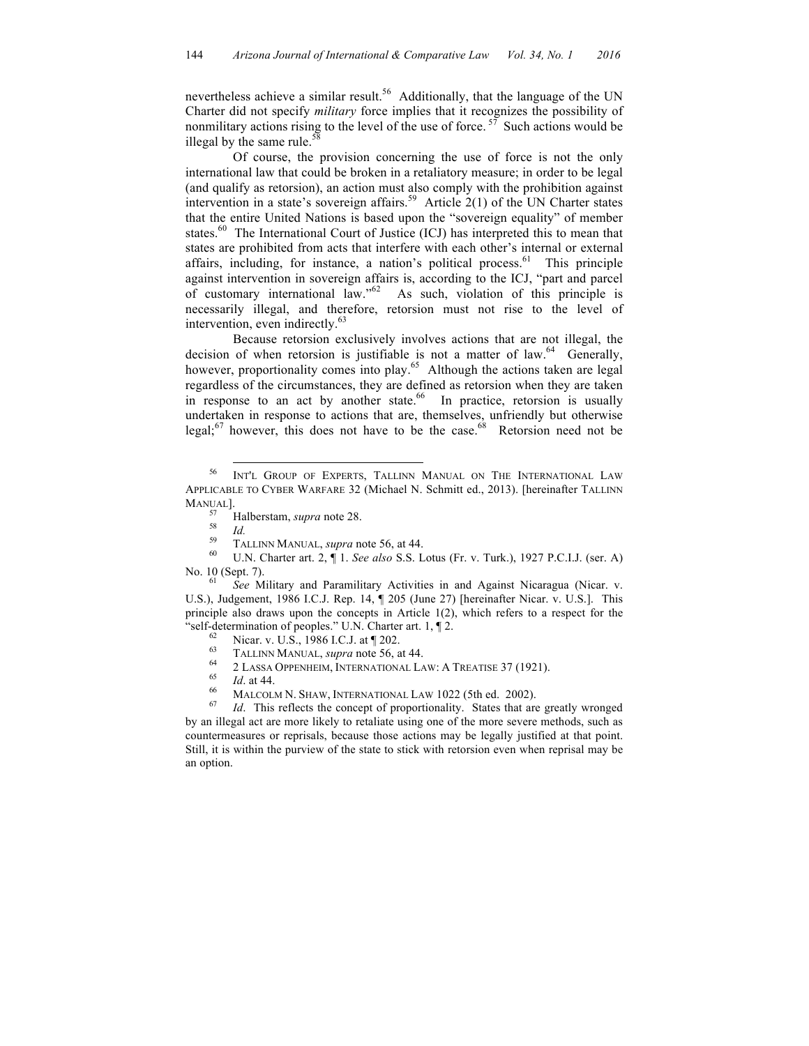nevertheless achieve a similar result.[56] Additionally, that the language of the UN Charter did not specify *military* force implies that it recognizes the possibility of nonmilitary actions rising to the level of the use of force.[57] Such actions would be illegal by the same rule.[58]

Of course, the provision concerning the use of force is not the only international law that could be broken in a retaliatory measure; in order to be legal (and qualify as retorsion), an action must also comply with the prohibition against intervention in a state's sovereign affairs.[59] Article 2(1) of the UN Charter states that the entire United Nations is based upon the "sovereign equality" of member states.[60] The International Court of Justice (ICJ) has interpreted this to mean that states are prohibited from acts that interfere with each other's internal or external affairs, including, for instance, a nation's political process.[61] This principle against intervention in sovereign affairs is, according to the ICJ, "part and parcel of customary international law."[62] As such, violation of this principle is necessarily illegal, and therefore, retorsion must not rise to the level of intervention, even indirectly.[63]

Because retorsion exclusively involves actions that are not illegal, the decision of when retorsion is justifiable is not a matter of law.[64] Generally, however, proportionality comes into play.[65] Although the actions taken are legal regardless of the circumstances, they are defined as retorsion when they are taken in response to an act by another state.[66] In practice, retorsion is usually undertaken in response to actions that are, themselves, unfriendly but otherwise legal;[67] however, this does not have to be the case.[68] Retorsion need not be

---

[56] INT'L GROUP OF EXPERTS, TALLINN MANUAL ON THE INTERNATIONAL LAW APPLICABLE TO CYBER WARFARE 32 (Michael N. Schmitt ed., 2013). [hereinafter TALLINN MANUAL].

[57] Halberstam, *supra* note 28.

[58] *Id.*

[59] TALLINN MANUAL, *supra* note 56, at 44.

[60] U.N. Charter art. 2, ¶ 1. *See also* S.S. Lotus (Fr. v. Turk.), 1927 P.C.I.J. (ser. A) No. 10 (Sept. 7).

[61] *See* Military and Paramilitary Activities in and Against Nicaragua (Nicar. v. U.S.), Judgement, 1986 I.C.J. Rep. 14, ¶ 205 (June 27) [hereinafter Nicar. v. U.S.]. This principle also draws upon the concepts in Article 1(2), which refers to a respect for the "self-determination of peoples." U.N. Charter art. 1, ¶ 2.

[62] Nicar. v. U.S., 1986 I.C.J. at ¶ 202.

[63] TALLINN MANUAL, *supra* note 56, at 44.

[64] 2 LASSA OPPENHEIM, INTERNATIONAL LAW: A TREATISE 37 (1921).

[65] *Id*. at 44.

[66] MALCOLM N. SHAW, INTERNATIONAL LAW 1022 (5th ed. 2002).

[67] *Id*. This reflects the concept of proportionality. States that are greatly wronged by an illegal act are more likely to retaliate using one of the more severe methods, such as countermeasures or reprisals, because those actions may be legally justified at that point. Still, it is within the purview of the state to stick with retorsion even when reprisal may be an option.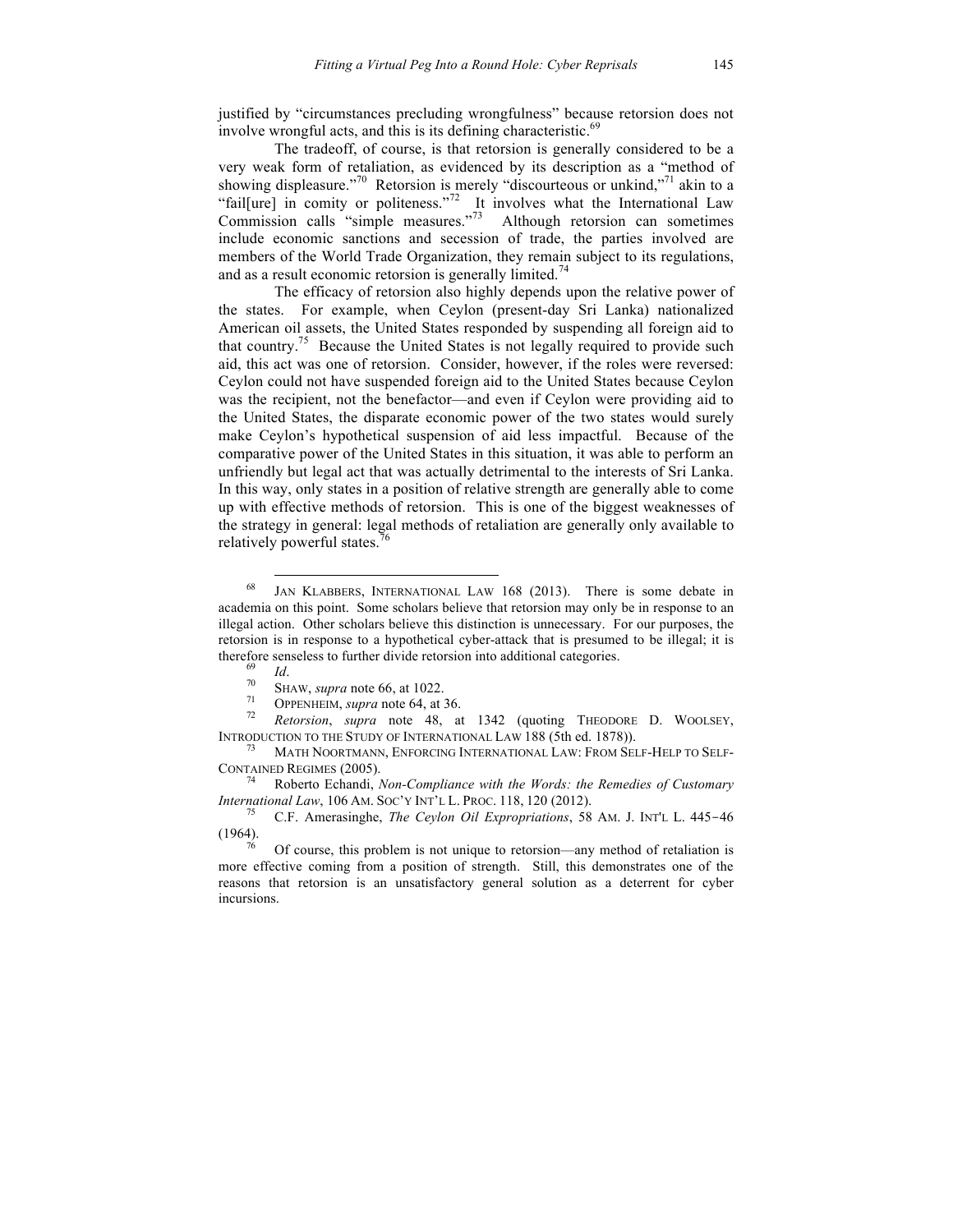justified by "circumstances precluding wrongfulness" because retorsion does not involve wrongful acts, and this is its defining characteristic.[69]

The tradeoff, of course, is that retorsion is generally considered to be a very weak form of retaliation, as evidenced by its description as a "method of showing displeasure."[70] Retorsion is merely "discourteous or unkind,"[71] akin to a "fail[ure] in comity or politeness."[72] It involves what the International Law Commission calls "simple measures."[73] Although retorsion can sometimes include economic sanctions and secession of trade, the parties involved are members of the World Trade Organization, they remain subject to its regulations, and as a result economic retorsion is generally limited.[74]

The efficacy of retorsion also highly depends upon the relative power of the states. For example, when Ceylon (present-day Sri Lanka) nationalized American oil assets, the United States responded by suspending all foreign aid to that country.[75] Because the United States is not legally required to provide such aid, this act was one of retorsion. Consider, however, if the roles were reversed: Ceylon could not have suspended foreign aid to the United States because Ceylon was the recipient, not the benefactor—and even if Ceylon were providing aid to the United States, the disparate economic power of the two states would surely make Ceylon's hypothetical suspension of aid less impactful. Because of the comparative power of the United States in this situation, it was able to perform an unfriendly but legal act that was actually detrimental to the interests of Sri Lanka. In this way, only states in a position of relative strength are generally able to come up with effective methods of retorsion. This is one of the biggest weaknesses of the strategy in general: legal methods of retaliation are generally only available to relatively powerful states.[76]

---

[68] JAN KLABBERS, INTERNATIONAL LAW 168 (2013). There is some debate in academia on this point. Some scholars believe that retorsion may only be in response to an illegal action. Other scholars believe this distinction is unnecessary. For our purposes, the retorsion is in response to a hypothetical cyber-attack that is presumed to be illegal; it is therefore senseless to further divide retorsion into additional categories.

[69] *Id*.

[70] SHAW, *supra* note 66, at 1022.

[71] OPPENHEIM, *supra* note 64, at 36.

[72] *Retorsion*, *supra* note 48, at 1342 (quoting THEODORE D. WOOLSEY, INTRODUCTION TO THE STUDY OF INTERNATIONAL LAW 188 (5th ed. 1878)).

[73] MATH NOORTMANN, ENFORCING INTERNATIONAL LAW: FROM SELF-HELP TO SELF-CONTAINED REGIMES (2005).

[74] Roberto Echandi, *Non-Compliance with the Words: the Remedies of Customary International Law*, 106 AM. SOC'Y INT'L L. PROC. 118, 120 (2012).

[75] C.F. Amerasinghe, *The Ceylon Oil Expropriations*, 58 AM. J. INT'L L. 445–46 (1964).

[76] Of course, this problem is not unique to retorsion—any method of retaliation is more effective coming from a position of strength. Still, this demonstrates one of the reasons that retorsion is an unsatisfactory general solution as a deterrent for cyber incursions.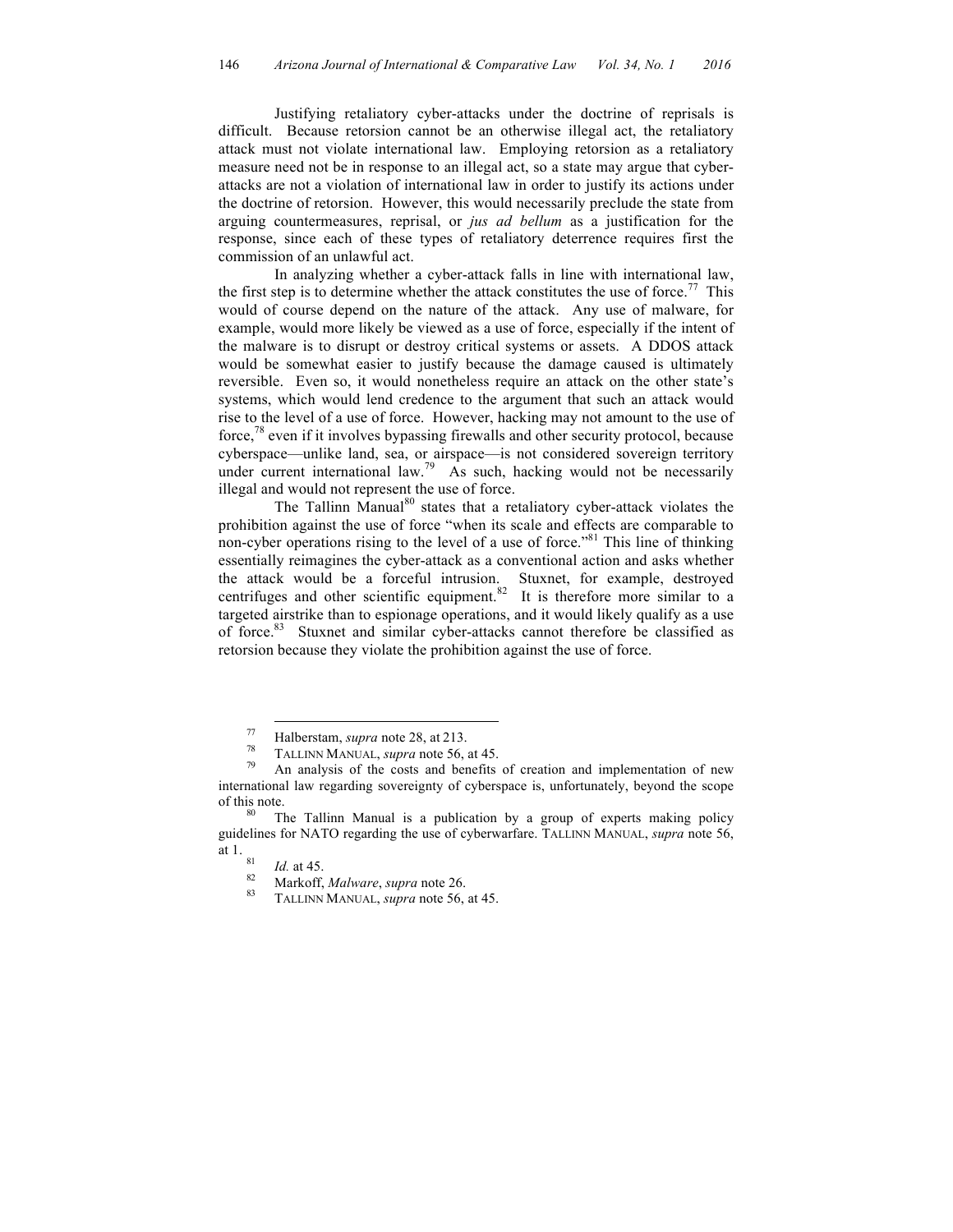Justifying retaliatory cyber-attacks under the doctrine of reprisals is difficult. Because retorsion cannot be an otherwise illegal act, the retaliatory attack must not violate international law. Employing retorsion as a retaliatory measure need not be in response to an illegal act, so a state may argue that cyber-attacks are not a violation of international law in order to justify its actions under the doctrine of retorsion. However, this would necessarily preclude the state from arguing countermeasures, reprisal, or *jus ad bellum* as a justification for the response, since each of these types of retaliatory deterrence requires first the commission of an unlawful act.

In analyzing whether a cyber-attack falls in line with international law, the first step is to determine whether the attack constitutes the use of force.[77] This would of course depend on the nature of the attack. Any use of malware, for example, would more likely be viewed as a use of force, especially if the intent of the malware is to disrupt or destroy critical systems or assets. A DDOS attack would be somewhat easier to justify because the damage caused is ultimately reversible. Even so, it would nonetheless require an attack on the other state's systems, which would lend credence to the argument that such an attack would rise to the level of a use of force. However, hacking may not amount to the use of force,[78] even if it involves bypassing firewalls and other security protocol, because cyberspace—unlike land, sea, or airspace—is not considered sovereign territory under current international law.[79] As such, hacking would not be necessarily illegal and would not represent the use of force.

The Tallinn Manual[80] states that a retaliatory cyber-attack violates the prohibition against the use of force "when its scale and effects are comparable to non-cyber operations rising to the level of a use of force."[81] This line of thinking essentially reimagines the cyber-attack as a conventional action and asks whether the attack would be a forceful intrusion. Stuxnet, for example, destroyed centrifuges and other scientific equipment.[82] It is therefore more similar to a targeted airstrike than to espionage operations, and it would likely qualify as a use of force.[83] Stuxnet and similar cyber-attacks cannot therefore be classified as retorsion because they violate the prohibition against the use of force.

---

[77] Halberstam, *supra* note 28, at 213.

[78] TALLINN MANUAL, *supra* note 56, at 45.

[79] An analysis of the costs and benefits of creation and implementation of new international law regarding sovereignty of cyberspace is, unfortunately, beyond the scope of this note.

[80] The Tallinn Manual is a publication by a group of experts making policy guidelines for NATO regarding the use of cyberwarfare. TALLINN MANUAL, *supra* note 56, at 1.

[81] *Id.* at 45.

[82] Markoff, *Malware*, *supra* note 26.

[83] TALLINN MANUAL, *supra* note 56, at 45.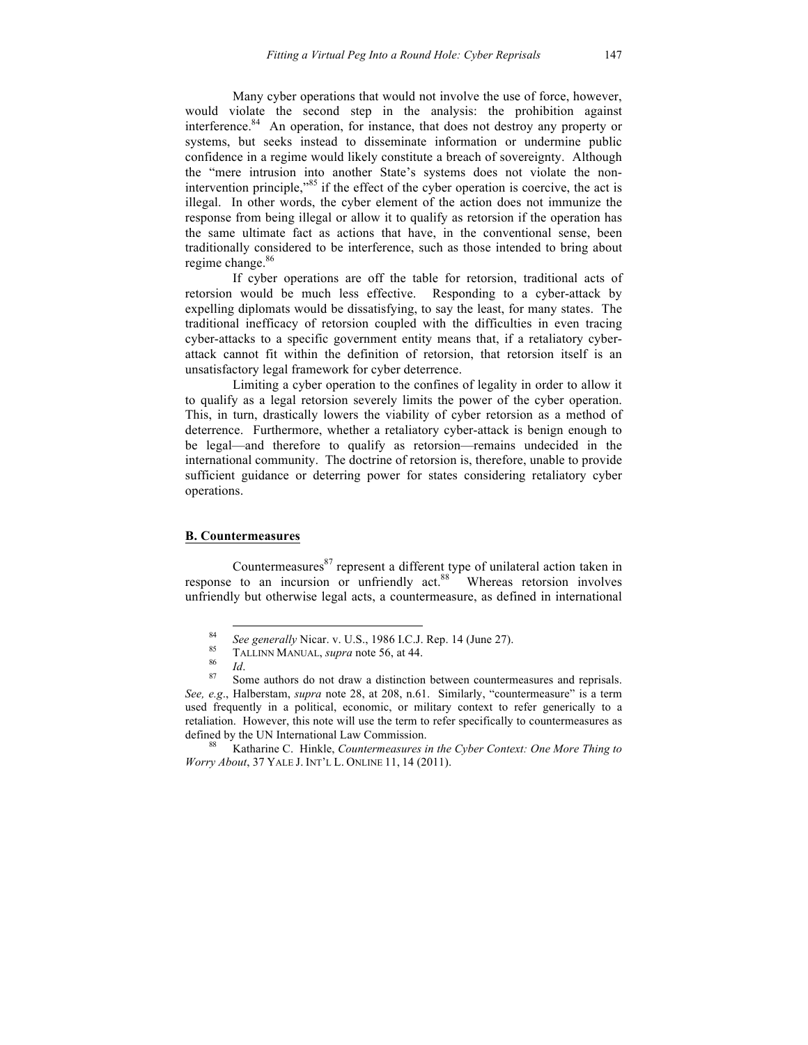Many cyber operations that would not involve the use of force, however, would violate the second step in the analysis: the prohibition against interference.[84] An operation, for instance, that does not destroy any property or systems, but seeks instead to disseminate information or undermine public confidence in a regime would likely constitute a breach of sovereignty. Although the "mere intrusion into another State's systems does not violate the non-intervention principle,"[85] if the effect of the cyber operation is coercive, the act is illegal. In other words, the cyber element of the action does not immunize the response from being illegal or allow it to qualify as retorsion if the operation has the same ultimate fact as actions that have, in the conventional sense, been traditionally considered to be interference, such as those intended to bring about regime change.[86]

If cyber operations are off the table for retorsion, traditional acts of retorsion would be much less effective. Responding to a cyber-attack by expelling diplomats would be dissatisfying, to say the least, for many states. The traditional inefficacy of retorsion coupled with the difficulties in even tracing cyber-attacks to a specific government entity means that, if a retaliatory cyber-attack cannot fit within the definition of retorsion, that retorsion itself is an unsatisfactory legal framework for cyber deterrence.

Limiting a cyber operation to the confines of legality in order to allow it to qualify as a legal retorsion severely limits the power of the cyber operation. This, in turn, drastically lowers the viability of cyber retorsion as a method of deterrence. Furthermore, whether a retaliatory cyber-attack is benign enough to be legal—and therefore to qualify as retorsion—remains undecided in the international community. The doctrine of retorsion is, therefore, unable to provide sufficient guidance or deterring power for states considering retaliatory cyber operations.

## **B. Countermeasures**

Countermeasures[87] represent a different type of unilateral action taken in response to an incursion or unfriendly act.[88] Whereas retorsion involves unfriendly but otherwise legal acts, a countermeasure, as defined in international

---

[84] *See generally* Nicar. v. U.S., 1986 I.C.J. Rep. 14 (June 27).

[85] TALLINN MANUAL, *supra* note 56, at 44.

[86] *Id*.

[87] Some authors do not draw a distinction between countermeasures and reprisals. *See, e.g*., Halberstam, *supra* note 28, at 208, n.61. Similarly, "countermeasure" is a term used frequently in a political, economic, or military context to refer generically to a retaliation. However, this note will use the term to refer specifically to countermeasures as defined by the UN International Law Commission.

[88] Katharine C. Hinkle, *Countermeasures in the Cyber Context: One More Thing to Worry About*, 37 YALE J. INT'L L. ONLINE 11, 14 (2011).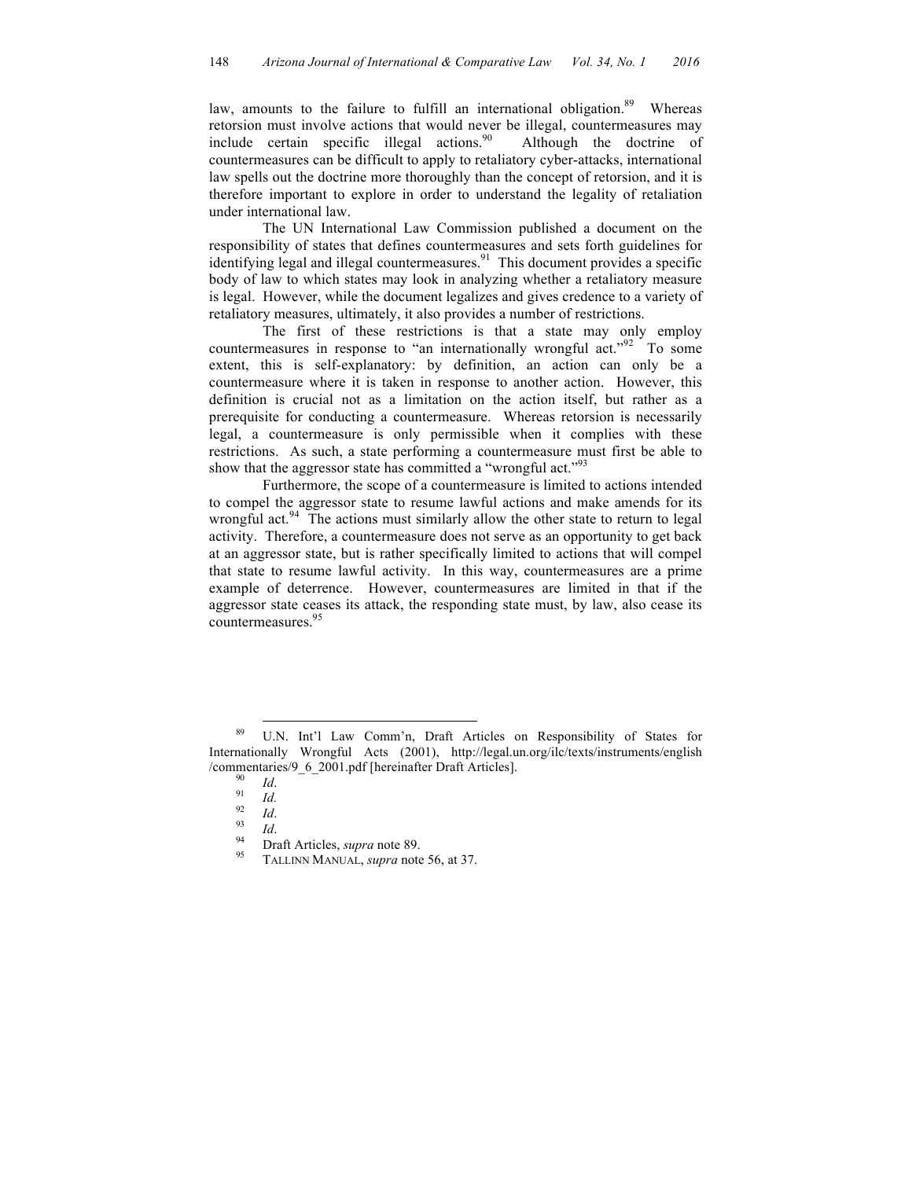law, amounts to the failure to fulfill an international obligation.[89] Whereas retorsion must involve actions that would never be illegal, countermeasures may include certain specific illegal actions.[90] Although the doctrine of countermeasures can be difficult to apply to retaliatory cyber-attacks, international law spells out the doctrine more thoroughly than the concept of retorsion, and it is therefore important to explore in order to understand the legality of retaliation under international law.

The UN International Law Commission published a document on the responsibility of states that defines countermeasures and sets forth guidelines for identifying legal and illegal countermeasures.[91] This document provides a specific body of law to which states may look in analyzing whether a retaliatory measure is legal. However, while the document legalizes and gives credence to a variety of retaliatory measures, ultimately, it also provides a number of restrictions.

The first of these restrictions is that a state may only employ countermeasures in response to "an internationally wrongful act."[92] To some extent, this is self-explanatory: by definition, an action can only be a countermeasure where it is taken in response to another action. However, this definition is crucial not as a limitation on the action itself, but rather as a prerequisite for conducting a countermeasure. Whereas retorsion is necessarily legal, a countermeasure is only permissible when it complies with these restrictions. As such, a state performing a countermeasure must first be able to show that the aggressor state has committed a "wrongful act."[93]

Furthermore, the scope of a countermeasure is limited to actions intended to compel the aggressor state to resume lawful actions and make amends for its wrongful act.[94] The actions must similarly allow the other state to return to legal activity. Therefore, a countermeasure does not serve as an opportunity to get back at an aggressor state, but is rather specifically limited to actions that will compel that state to resume lawful activity. In this way, countermeasures are a prime example of deterrence. However, countermeasures are limited in that if the aggressor state ceases its attack, the responding state must, by law, also cease its countermeasures.[95]

---

[89] U.N. Int'l Law Comm'n, Draft Articles on Responsibility of States for Internationally Wrongful Acts (2001), http://legal.un.org/ilc/texts/instruments/english/commentaries/9_6_2001.pdf [hereinafter Draft Articles].

[90] *Id*.

[91] *Id.*

[92] *Id*.

[93] *Id*.

[94] Draft Articles, *supra* note 89.

[95] TALLINN MANUAL, *supra* note 56, at 37.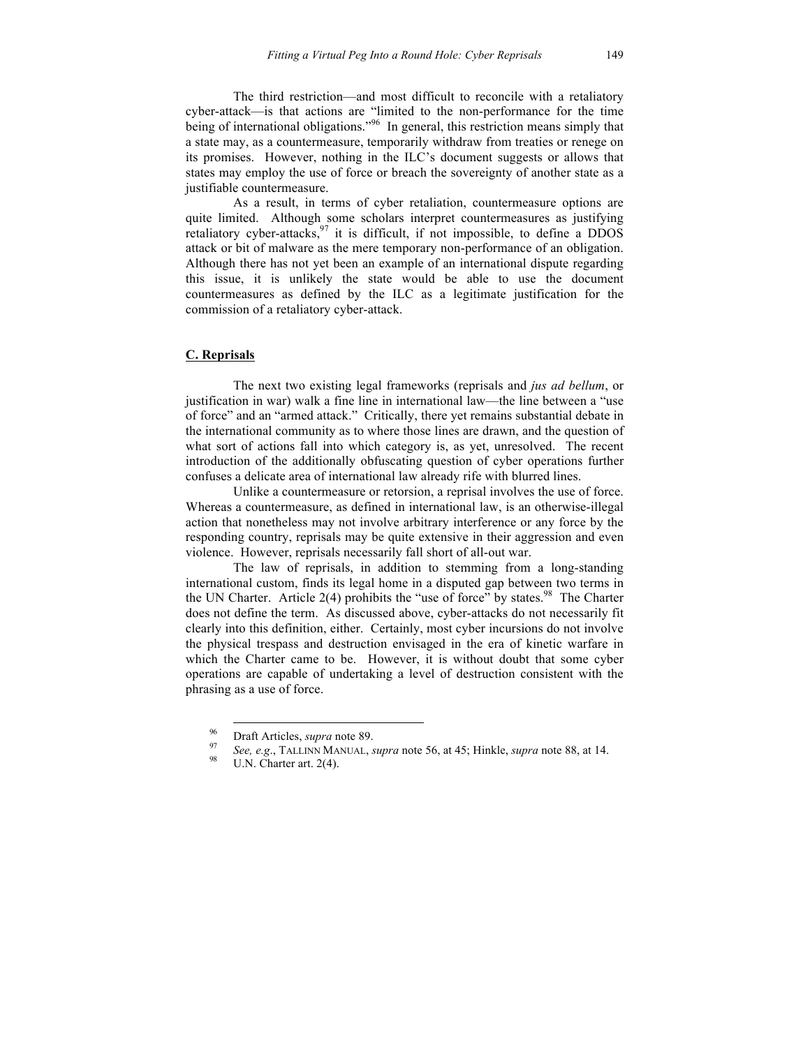The third restriction—and most difficult to reconcile with a retaliatory cyber-attack—is that actions are "limited to the non-performance for the time being of international obligations."[96] In general, this restriction means simply that a state may, as a countermeasure, temporarily withdraw from treaties or renege on its promises. However, nothing in the ILC's document suggests or allows that states may employ the use of force or breach the sovereignty of another state as a justifiable countermeasure.

As a result, in terms of cyber retaliation, countermeasure options are quite limited. Although some scholars interpret countermeasures as justifying retaliatory cyber-attacks,[97] it is difficult, if not impossible, to define a DDOS attack or bit of malware as the mere temporary non-performance of an obligation. Although there has not yet been an example of an international dispute regarding this issue, it is unlikely the state would be able to use the document countermeasures as defined by the ILC as a legitimate justification for the commission of a retaliatory cyber-attack.

## C. Reprisals

The next two existing legal frameworks (reprisals and *jus ad bellum*, or justification in war) walk a fine line in international law—the line between a "use of force" and an "armed attack." Critically, there yet remains substantial debate in the international community as to where those lines are drawn, and the question of what sort of actions fall into which category is, as yet, unresolved. The recent introduction of the additionally obfuscating question of cyber operations further confuses a delicate area of international law already rife with blurred lines.

Unlike a countermeasure or retorsion, a reprisal involves the use of force. Whereas a countermeasure, as defined in international law, is an otherwise-illegal action that nonetheless may not involve arbitrary interference or any force by the responding country, reprisals may be quite extensive in their aggression and even violence. However, reprisals necessarily fall short of all-out war.

The law of reprisals, in addition to stemming from a long-standing international custom, finds its legal home in a disputed gap between two terms in the UN Charter. Article 2(4) prohibits the "use of force" by states.[98] The Charter does not define the term. As discussed above, cyber-attacks do not necessarily fit clearly into this definition, either. Certainly, most cyber incursions do not involve the physical trespass and destruction envisaged in the era of kinetic warfare in which the Charter came to be. However, it is without doubt that some cyber operations are capable of undertaking a level of destruction consistent with the phrasing as a use of force.

---

[96] Draft Articles, *supra* note 89.

[97] *See, e.g.*, TALLINN MANUAL, *supra* note 56, at 45; Hinkle, *supra* note 88, at 14.

[98] U.N. Charter art. 2(4).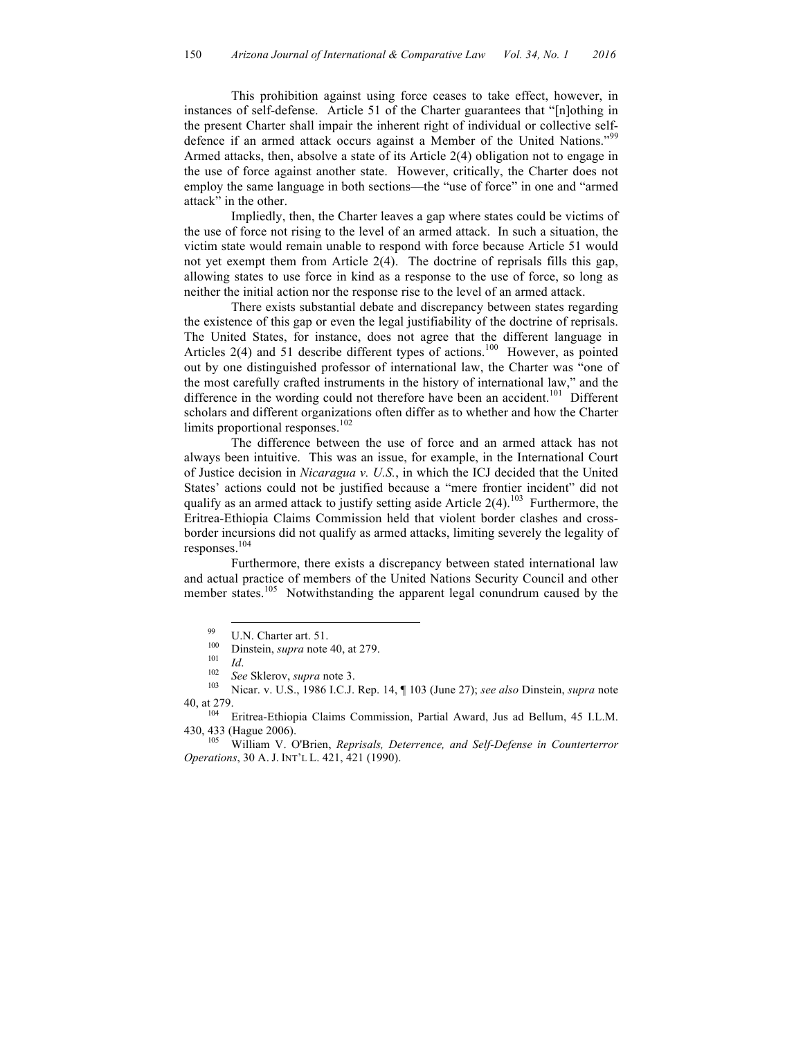This prohibition against using force ceases to take effect, however, in instances of self-defense. Article 51 of the Charter guarantees that "[n]othing in the present Charter shall impair the inherent right of individual or collective self-defence if an armed attack occurs against a Member of the United Nations."[99] Armed attacks, then, absolve a state of its Article 2(4) obligation not to engage in the use of force against another state. However, critically, the Charter does not employ the same language in both sections—the "use of force" in one and "armed attack" in the other.

Impliedly, then, the Charter leaves a gap where states could be victims of the use of force not rising to the level of an armed attack. In such a situation, the victim state would remain unable to respond with force because Article 51 would not yet exempt them from Article 2(4). The doctrine of reprisals fills this gap, allowing states to use force in kind as a response to the use of force, so long as neither the initial action nor the response rise to the level of an armed attack.

There exists substantial debate and discrepancy between states regarding the existence of this gap or even the legal justifiability of the doctrine of reprisals. The United States, for instance, does not agree that the different language in Articles 2(4) and 51 describe different types of actions.[100] However, as pointed out by one distinguished professor of international law, the Charter was "one of the most carefully crafted instruments in the history of international law," and the difference in the wording could not therefore have been an accident.[101] Different scholars and different organizations often differ as to whether and how the Charter limits proportional responses.[102]

The difference between the use of force and an armed attack has not always been intuitive. This was an issue, for example, in the International Court of Justice decision in *Nicaragua v. U.S.*, in which the ICJ decided that the United States' actions could not be justified because a "mere frontier incident" did not qualify as an armed attack to justify setting aside Article 2(4).[103] Furthermore, the Eritrea-Ethiopia Claims Commission held that violent border clashes and cross-border incursions did not qualify as armed attacks, limiting severely the legality of responses.[104]

Furthermore, there exists a discrepancy between stated international law and actual practice of members of the United Nations Security Council and other member states.[105] Notwithstanding the apparent legal conundrum caused by the

---

[99] U.N. Charter art. 51.

[100] Dinstein, *supra* note 40, at 279.

[101] *Id*.

[102] *See* Sklerov, *supra* note 3.

[103] Nicar. v. U.S., 1986 I.C.J. Rep. 14, ¶ 103 (June 27); *see also* Dinstein, *supra* note 40, at 279.

[104] Eritrea-Ethiopia Claims Commission, Partial Award, Jus ad Bellum, 45 I.L.M. 430, 433 (Hague 2006).

[105] William V. O'Brien, *Reprisals, Deterrence, and Self-Defense in Counterterror Operations*, 30 A. J. INT'L L. 421, 421 (1990).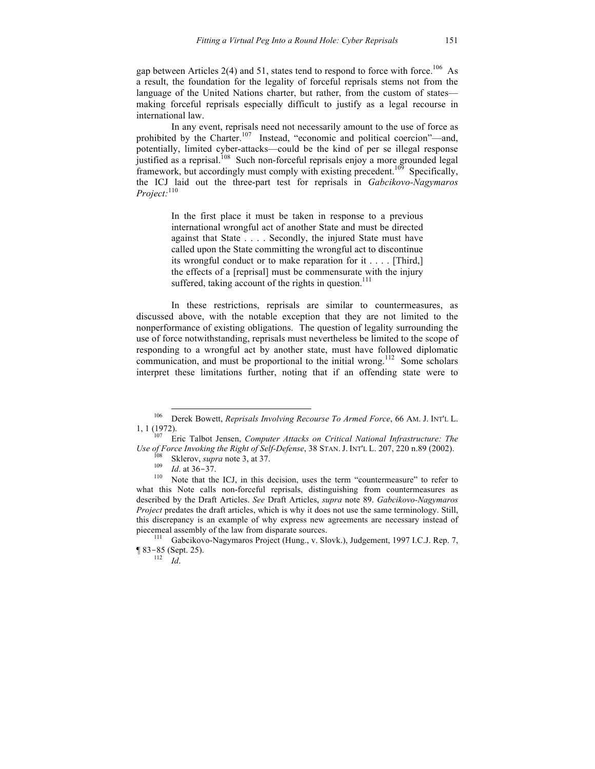gap between Articles 2(4) and 51, states tend to respond to force with force.[106] As a result, the foundation for the legality of forceful reprisals stems not from the language of the United Nations charter, but rather, from the custom of states—making forceful reprisals especially difficult to justify as a legal recourse in international law.

In any event, reprisals need not necessarily amount to the use of force as prohibited by the Charter.[107] Instead, "economic and political coercion"—and, potentially, limited cyber-attacks—could be the kind of per se illegal response justified as a reprisal.[108] Such non-forceful reprisals enjoy a more grounded legal framework, but accordingly must comply with existing precedent.[109] Specifically, the ICJ laid out the three-part test for reprisals in *Gabcikovo-Nagymaros Project*:[110]

> In the first place it must be taken in response to a previous international wrongful act of another State and must be directed against that State . . . . Secondly, the injured State must have called upon the State committing the wrongful act to discontinue its wrongful conduct or to make reparation for it . . . . [Third,] the effects of a [reprisal] must be commensurate with the injury suffered, taking account of the rights in question.[111]

In these restrictions, reprisals are similar to countermeasures, as discussed above, with the notable exception that they are not limited to the nonperformance of existing obligations. The question of legality surrounding the use of force notwithstanding, reprisals must nevertheless be limited to the scope of responding to a wrongful act by another state, must have followed diplomatic communication, and must be proportional to the initial wrong.[112] Some scholars interpret these limitations further, noting that if an offending state were to

---

[106] Derek Bowett, *Reprisals Involving Recourse To Armed Force*, 66 AM. J. INT'L L. 1, 1 (1972).

[107] Eric Talbot Jensen, *Computer Attacks on Critical National Infrastructure: The Use of Force Invoking the Right of Self-Defense*, 38 STAN. J. INT'L L. 207, 220 n.89 (2002).

[108] Sklerov, *supra* note 3, at 37.

[109] *Id*. at 36–37.

[110] Note that the ICJ, in this decision, uses the term "countermeasure" to refer to what this Note calls non-forceful reprisals, distinguishing from countermeasures as described by the Draft Articles. *See* Draft Articles, *supra* note 89. *Gabcikovo-Nagymaros Project* predates the draft articles, which is why it does not use the same terminology. Still, this discrepancy is an example of why express new agreements are necessary instead of piecemeal assembly of the law from disparate sources.

[111] Gabcikovo-Nagymaros Project (Hung., v. Slovk.), Judgement, 1997 I.C.J. Rep. 7, ¶ 83–85 (Sept. 25).

[112] *Id*.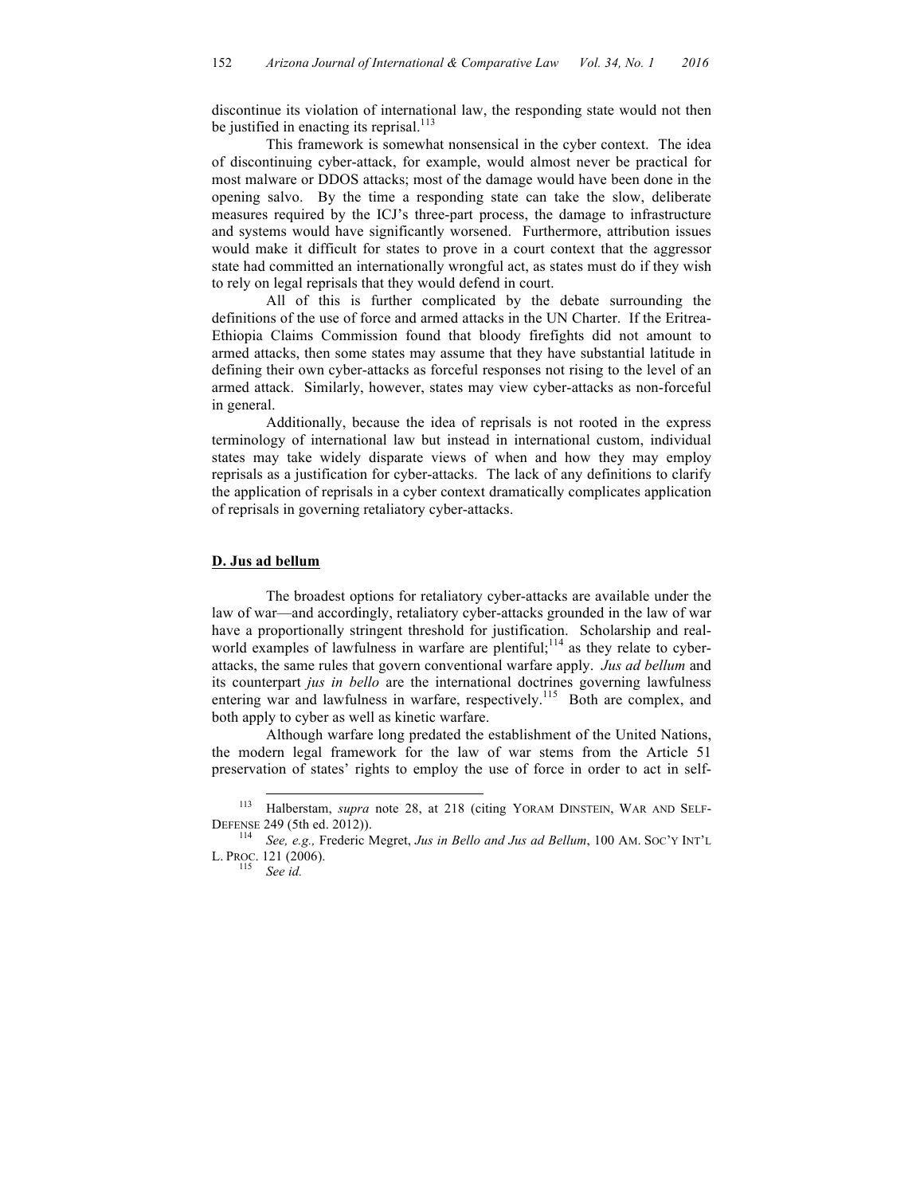discontinue its violation of international law, the responding state would not then be justified in enacting its reprisal.[113]

This framework is somewhat nonsensical in the cyber context. The idea of discontinuing cyber-attack, for example, would almost never be practical for most malware or DDOS attacks; most of the damage would have been done in the opening salvo. By the time a responding state can take the slow, deliberate measures required by the ICJ's three-part process, the damage to infrastructure and systems would have significantly worsened. Furthermore, attribution issues would make it difficult for states to prove in a court context that the aggressor state had committed an internationally wrongful act, as states must do if they wish to rely on legal reprisals that they would defend in court.

All of this is further complicated by the debate surrounding the definitions of the use of force and armed attacks in the UN Charter. If the Eritrea-Ethiopia Claims Commission found that bloody firefights did not amount to armed attacks, then some states may assume that they have substantial latitude in defining their own cyber-attacks as forceful responses not rising to the level of an armed attack. Similarly, however, states may view cyber-attacks as non-forceful in general.

Additionally, because the idea of reprisals is not rooted in the express terminology of international law but instead in international custom, individual states may take widely disparate views of when and how they may employ reprisals as a justification for cyber-attacks. The lack of any definitions to clarify the application of reprisals in a cyber context dramatically complicates application of reprisals in governing retaliatory cyber-attacks.

### D. Jus ad bellum

The broadest options for retaliatory cyber-attacks are available under the law of war—and accordingly, retaliatory cyber-attacks grounded in the law of war have a proportionally stringent threshold for justification. Scholarship and real-world examples of lawfulness in warfare are plentiful;[114] as they relate to cyber-attacks, the same rules that govern conventional warfare apply. *Jus ad bellum* and its counterpart *jus in bello* are the international doctrines governing lawfulness entering war and lawfulness in warfare, respectively.[115] Both are complex, and both apply to cyber as well as kinetic warfare.

Although warfare long predated the establishment of the United Nations, the modern legal framework for the law of war stems from the Article 51 preservation of states' rights to employ the use of force in order to act in self-

---

[113] Halberstam, *supra* note 28, at 218 (citing YORAM DINSTEIN, WAR AND SELF-DEFENSE 249 (5th ed. 2012)).

[114] *See, e.g.,* Frederic Megret, *Jus in Bello and Jus ad Bellum*, 100 AM. SOC'Y INT'L L. PROC. 121 (2006).

[115] *See id.*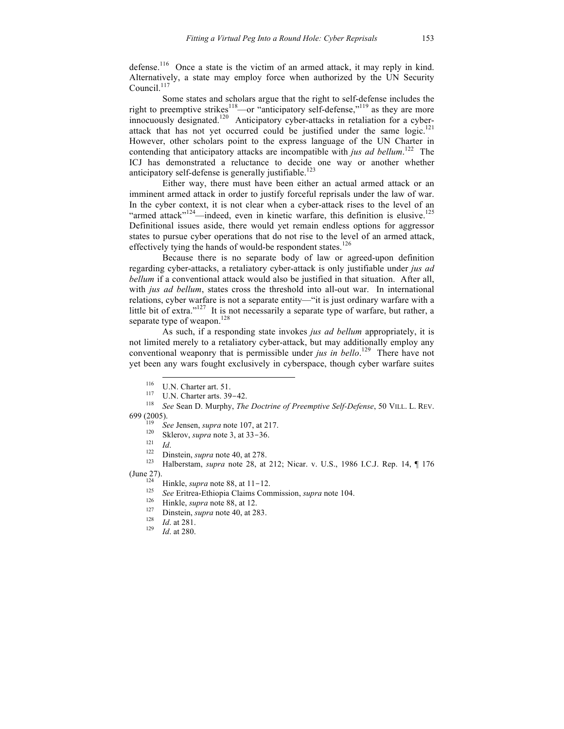defense.[116] Once a state is the victim of an armed attack, it may reply in kind. Alternatively, a state may employ force when authorized by the UN Security Council.[117]

Some states and scholars argue that the right to self-defense includes the right to preemptive strikes[118]—or "anticipatory self-defense,"[119] as they are more innocuously designated.[120] Anticipatory cyber-attacks in retaliation for a cyber-attack that has not yet occurred could be justified under the same logic.[121] However, other scholars point to the express language of the UN Charter in contending that anticipatory attacks are incompatible with *jus ad bellum*.[122] The ICJ has demonstrated a reluctance to decide one way or another whether anticipatory self-defense is generally justifiable.[123]

Either way, there must have been either an actual armed attack or an imminent armed attack in order to justify forceful reprisals under the law of war. In the cyber context, it is not clear when a cyber-attack rises to the level of an "armed attack"[124]—indeed, even in kinetic warfare, this definition is elusive.[125] Definitional issues aside, there would yet remain endless options for aggressor states to pursue cyber operations that do not rise to the level of an armed attack, effectively tying the hands of would-be respondent states.[126]

Because there is no separate body of law or agreed-upon definition regarding cyber-attacks, a retaliatory cyber-attack is only justifiable under *jus ad bellum* if a conventional attack would also be justified in that situation. After all, with *jus ad bellum*, states cross the threshold into all-out war. In international relations, cyber warfare is not a separate entity—"it is just ordinary warfare with a little bit of extra."[127] It is not necessarily a separate type of warfare, but rather, a separate type of weapon.[128]

As such, if a responding state invokes *jus ad bellum* appropriately, it is not limited merely to a retaliatory cyber-attack, but may additionally employ any conventional weaponry that is permissible under *jus in bello*.[129] There have not yet been any wars fought exclusively in cyberspace, though cyber warfare suites

---

[116] U.N. Charter art. 51.

[117] U.N. Charter arts. 39–42.

[118] *See* Sean D. Murphy, *The Doctrine of Preemptive Self-Defense*, 50 VILL. L. REV. 699 (2005).

[119] *See* Jensen, *supra* note 107, at 217.

[120] Sklerov, *supra* note 3, at 33–36.

[121] *Id*.

[122] Dinstein, *supra* note 40, at 278.

[123] Halberstam, *supra* note 28, at 212; Nicar. v. U.S., 1986 I.C.J. Rep. 14, ¶ 176 (June 27).

[124] Hinkle, *supra* note 88, at 11–12.

[125] *See* Eritrea-Ethiopia Claims Commission, *supra* note 104.

[126] Hinkle, *supra* note 88, at 12.

[127] Dinstein, *supra* note 40, at 283.

[128] *Id*. at 281.

[129] *Id*. at 280.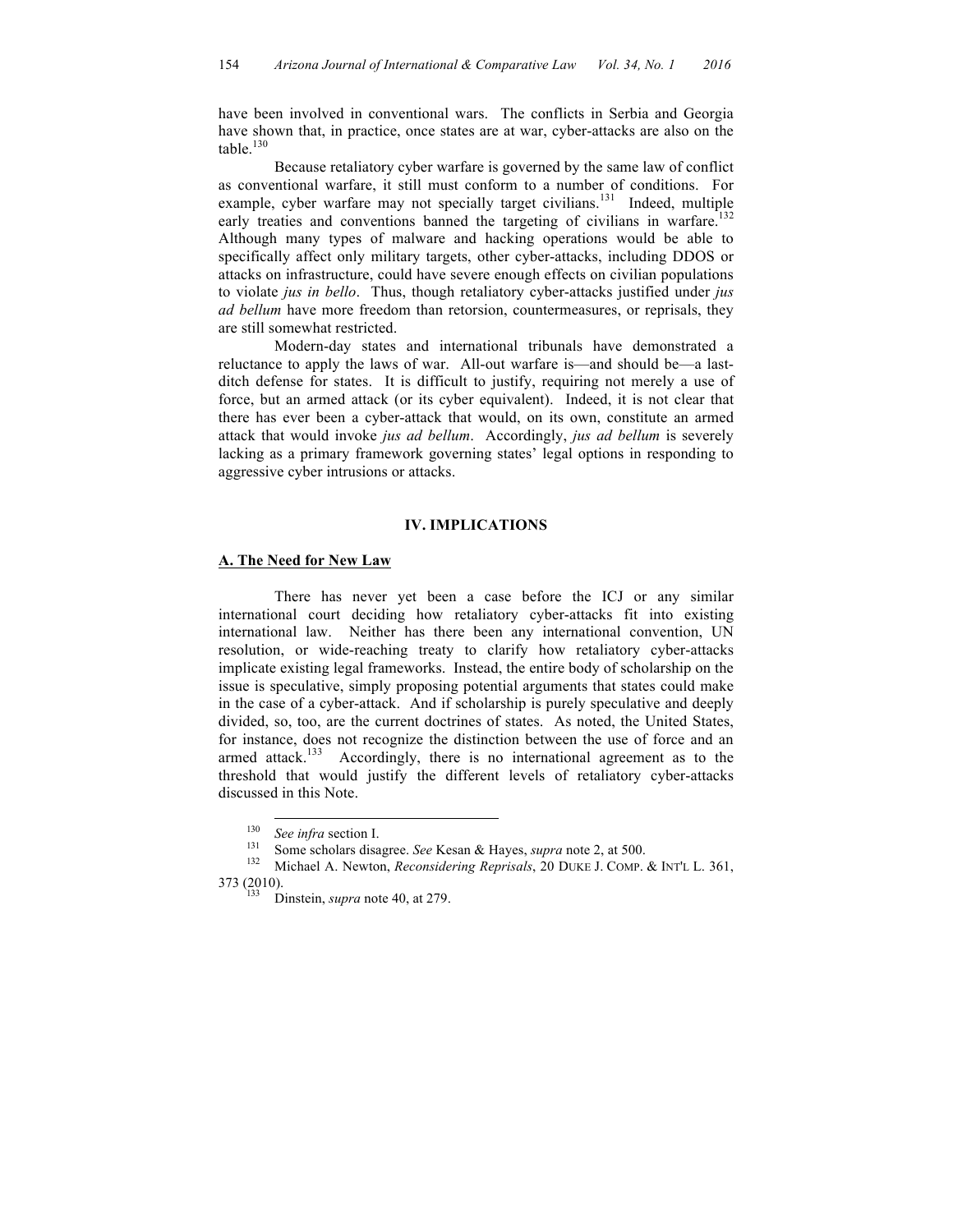have been involved in conventional wars. The conflicts in Serbia and Georgia have shown that, in practice, once states are at war, cyber-attacks are also on the table.[130]

Because retaliatory cyber warfare is governed by the same law of conflict as conventional warfare, it still must conform to a number of conditions. For example, cyber warfare may not specially target civilians.[131] Indeed, multiple early treaties and conventions banned the targeting of civilians in warfare.[132] Although many types of malware and hacking operations would be able to specifically affect only military targets, other cyber-attacks, including DDOS or attacks on infrastructure, could have severe enough effects on civilian populations to violate *jus in bello*. Thus, though retaliatory cyber-attacks justified under *jus ad bellum* have more freedom than retorsion, countermeasures, or reprisals, they are still somewhat restricted.

Modern-day states and international tribunals have demonstrated a reluctance to apply the laws of war. All-out warfare is—and should be—a last-ditch defense for states. It is difficult to justify, requiring not merely a use of force, but an armed attack (or its cyber equivalent). Indeed, it is not clear that there has ever been a cyber-attack that would, on its own, constitute an armed attack that would invoke *jus ad bellum*. Accordingly, *jus ad bellum* is severely lacking as a primary framework governing states' legal options in responding to aggressive cyber intrusions or attacks.

## IV. IMPLICATIONS

### A. The Need for New Law

There has never yet been a case before the ICJ or any similar international court deciding how retaliatory cyber-attacks fit into existing international law. Neither has there been any international convention, UN resolution, or wide-reaching treaty to clarify how retaliatory cyber-attacks implicate existing legal frameworks. Instead, the entire body of scholarship on the issue is speculative, simply proposing potential arguments that states could make in the case of a cyber-attack. And if scholarship is purely speculative and deeply divided, so, too, are the current doctrines of states. As noted, the United States, for instance, does not recognize the distinction between the use of force and an armed attack.[133] Accordingly, there is no international agreement as to the threshold that would justify the different levels of retaliatory cyber-attacks discussed in this Note.

---

[130] *See infra* section I.

[131] Some scholars disagree. *See* Kesan & Hayes, *supra* note 2, at 500.

[132] Michael A. Newton, *Reconsidering Reprisals*, 20 DUKE J. COMP. & INT'L L. 361, 373 (2010).

[133] Dinstein, *supra* note 40, at 279.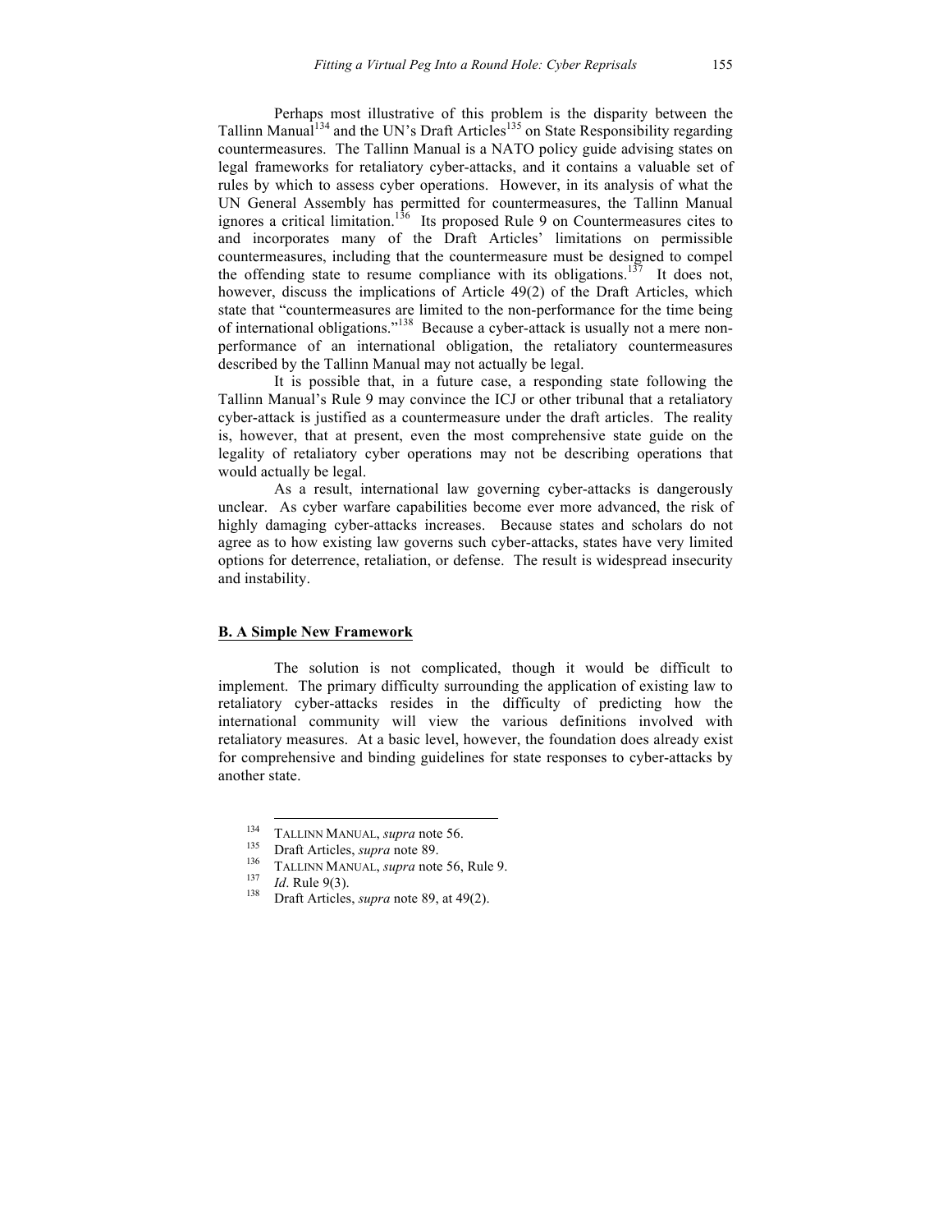Perhaps most illustrative of this problem is the disparity between the Tallinn Manual[134] and the UN's Draft Articles[135] on State Responsibility regarding countermeasures. The Tallinn Manual is a NATO policy guide advising states on legal frameworks for retaliatory cyber-attacks, and it contains a valuable set of rules by which to assess cyber operations. However, in its analysis of what the UN General Assembly has permitted for countermeasures, the Tallinn Manual ignores a critical limitation.[136] Its proposed Rule 9 on Countermeasures cites to and incorporates many of the Draft Articles' limitations on permissible countermeasures, including that the countermeasure must be designed to compel the offending state to resume compliance with its obligations.[137] It does not, however, discuss the implications of Article 49(2) of the Draft Articles, which state that "countermeasures are limited to the non-performance for the time being of international obligations."[138] Because a cyber-attack is usually not a mere non-performance of an international obligation, the retaliatory countermeasures described by the Tallinn Manual may not actually be legal.

It is possible that, in a future case, a responding state following the Tallinn Manual's Rule 9 may convince the ICJ or other tribunal that a retaliatory cyber-attack is justified as a countermeasure under the draft articles. The reality is, however, that at present, even the most comprehensive state guide on the legality of retaliatory cyber operations may not be describing operations that would actually be legal.

As a result, international law governing cyber-attacks is dangerously unclear. As cyber warfare capabilities become ever more advanced, the risk of highly damaging cyber-attacks increases. Because states and scholars do not agree as to how existing law governs such cyber-attacks, states have very limited options for deterrence, retaliation, or defense. The result is widespread insecurity and instability.

## B. A Simple New Framework

The solution is not complicated, though it would be difficult to implement. The primary difficulty surrounding the application of existing law to retaliatory cyber-attacks resides in the difficulty of predicting how the international community will view the various definitions involved with retaliatory measures. At a basic level, however, the foundation does already exist for comprehensive and binding guidelines for state responses to cyber-attacks by another state.

---

[134] TALLINN MANUAL, *supra* note 56.

[135] Draft Articles, *supra* note 89.

[136] TALLINN MANUAL, *supra* note 56, Rule 9.

[137] *Id*. Rule 9(3).

[138] Draft Articles, *supra* note 89, at 49(2).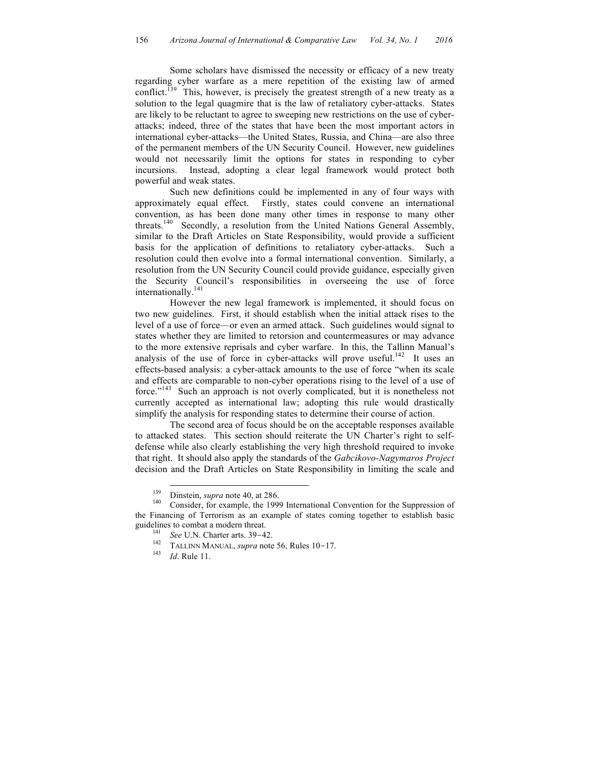Some scholars have dismissed the necessity or efficacy of a new treaty regarding cyber warfare as a mere repetition of the existing law of armed conflict.[139] This, however, is precisely the greatest strength of a new treaty as a solution to the legal quagmire that is the law of retaliatory cyber-attacks. States are likely to be reluctant to agree to sweeping new restrictions on the use of cyber-attacks; indeed, three of the states that have been the most important actors in international cyber-attacks—the United States, Russia, and China—are also three of the permanent members of the UN Security Council. However, new guidelines would not necessarily limit the options for states in responding to cyber incursions. Instead, adopting a clear legal framework would protect both powerful and weak states.

Such new definitions could be implemented in any of four ways with approximately equal effect. Firstly, states could convene an international convention, as has been done many other times in response to many other threats.[140] Secondly, a resolution from the United Nations General Assembly, similar to the Draft Articles on State Responsibility, would provide a sufficient basis for the application of definitions to retaliatory cyber-attacks. Such a resolution could then evolve into a formal international convention. Similarly, a resolution from the UN Security Council could provide guidance, especially given the Security Council's responsibilities in overseeing the use of force internationally.[141]

However the new legal framework is implemented, it should focus on two new guidelines. First, it should establish when the initial attack rises to the level of a use of force—or even an armed attack. Such guidelines would signal to states whether they are limited to retorsion and countermeasures or may advance to the more extensive reprisals and cyber warfare. In this, the Tallinn Manual's analysis of the use of force in cyber-attacks will prove useful.[142] It uses an effects-based analysis: a cyber-attack amounts to the use of force "when its scale and effects are comparable to non-cyber operations rising to the level of a use of force."[143] Such an approach is not overly complicated, but it is nonetheless not currently accepted as international law; adopting this rule would drastically simplify the analysis for responding states to determine their course of action.

The second area of focus should be on the acceptable responses available to attacked states. This section should reiterate the UN Charter's right to self-defense while also clearly establishing the very high threshold required to invoke that right. It should also apply the standards of the *Gabcikovo-Nagymaros Project* decision and the Draft Articles on State Responsibility in limiting the scale and

---

[139] Dinstein, *supra* note 40, at 286.

[140] Consider, for example, the 1999 International Convention for the Suppression of the Financing of Terrorism as an example of states coming together to establish basic guidelines to combat a modern threat.

[141] *See* U.N. Charter arts. 39–42.

[142] TALLINN MANUAL, *supra* note 56, Rules 10–17.

[143] *Id*. Rule 11.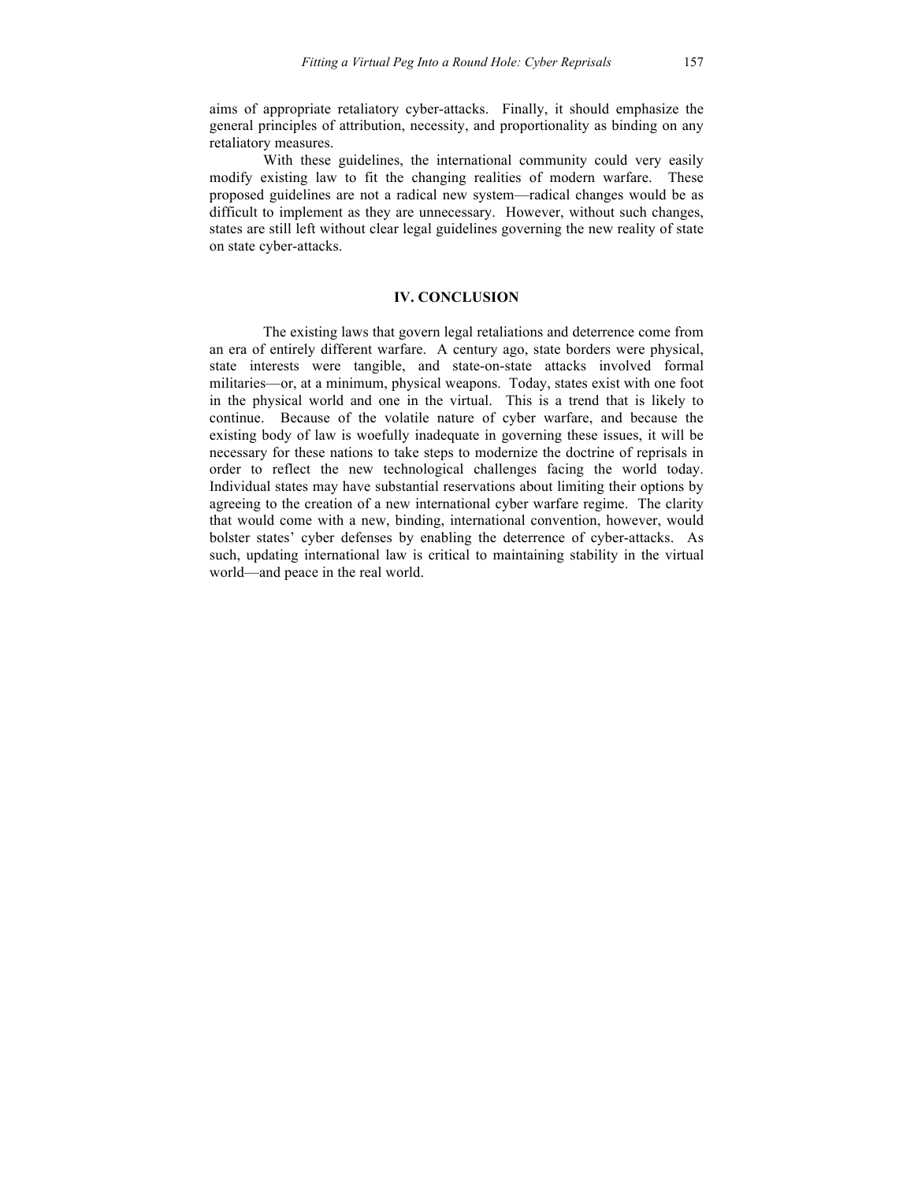aims of appropriate retaliatory cyber-attacks. Finally, it should emphasize the general principles of attribution, necessity, and proportionality as binding on any retaliatory measures.

With these guidelines, the international community could very easily modify existing law to fit the changing realities of modern warfare. These proposed guidelines are not a radical new system—radical changes would be as difficult to implement as they are unnecessary. However, without such changes, states are still left without clear legal guidelines governing the new reality of state on state cyber-attacks.

## IV. CONCLUSION

The existing laws that govern legal retaliations and deterrence come from an era of entirely different warfare. A century ago, state borders were physical, state interests were tangible, and state-on-state attacks involved formal militaries—or, at a minimum, physical weapons. Today, states exist with one foot in the physical world and one in the virtual. This is a trend that is likely to continue. Because of the volatile nature of cyber warfare, and because the existing body of law is woefully inadequate in governing these issues, it will be necessary for these nations to take steps to modernize the doctrine of reprisals in order to reflect the new technological challenges facing the world today. Individual states may have substantial reservations about limiting their options by agreeing to the creation of a new international cyber warfare regime. The clarity that would come with a new, binding, international convention, however, would bolster states' cyber defenses by enabling the deterrence of cyber-attacks. As such, updating international law is critical to maintaining stability in the virtual world—and peace in the real world.